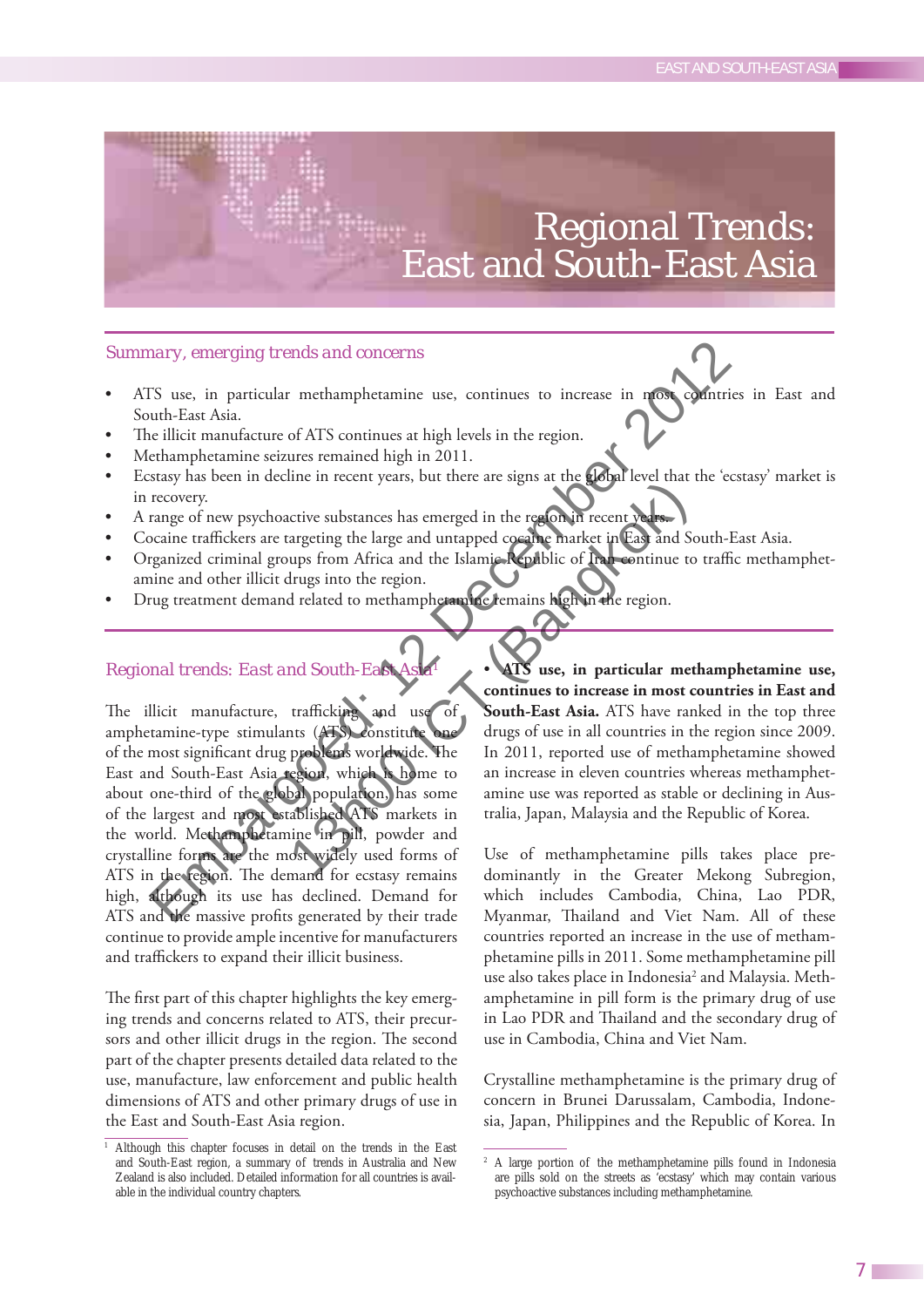# Regional Trends: East and South-East Asia

## *Summary, emerging trends and concerns*

- ATS use, in particular methamphetamine use, continues to increase in most countries in East and South-East Asia.
- The illicit manufacture of ATS continues at high levels in the region.
- Methamphetamine seizures remained high in 2011.
- Ecstasy has been in decline in recent years, but there are signs at the global level that the 'ecstasy' market is in recovery.
- A range of new psychoactive substances has emerged in the region in recent years.
- Cocaine traffickers are targeting the large and untapped cocaine market in East and South-East Asia.
- Organized criminal groups from Africa and the Islamic Republic of Iran continue to traffic methamphetamine and other illicit drugs into the region.
- Drug treatment demand related to methamphetamine remains high in the region.

## *Regional trends: East and South-East Asia*[1]

The illicit manufacture, trafficking and use of amphetamine-type stimulants (ATS) constitute one of the most significant drug problems worldwide. The East and South-East Asia region, which is home to about one-third of the global population, has some of the largest and most established ATS markets in the world. Methamphetamine in pill, powder and crystalline forms are the most widely used forms of ATS in the region. The demand for ecstasy remains high, although its use has declined. Demand for ATS and the massive profits generated by their trade continue to provide ample incentive for manufacturers and traffickers to expand their illicit business.

The first part of this chapter highlights the key emerging trends and concerns related to ATS, their precursors and other illicit drugs in the region. The second part of the chapter presents detailed data related to the use, manufacture, law enforcement and public health dimensions of ATS and other primary drugs of use in the East and South-East Asia region.

- **ATS use, in particular methamphetamine use, continues to increase in most countries in East and South-East Asia.** ATS have ranked in the top three drugs of use in all countries in the region since 2009. In 2011, reported use of methamphetamine showed an increase in eleven countries whereas methamphetamine use was reported as stable or declining in Australia, Japan, Malaysia and the Republic of Korea.

Use of methamphetamine pills takes place predominantly in the Greater Mekong Subregion, which includes Cambodia, China, Lao PDR, Myanmar, Thailand and Viet Nam. All of these countries reported an increase in the use of methamphetamine pills in 2011. Some methamphetamine pill use also takes place in Indonesia[2] and Malaysia. Methamphetamine in pill form is the primary drug of use in Lao PDR and Thailand and the secondary drug of use in Cambodia, China and Viet Nam.

Crystalline methamphetamine is the primary drug of concern in Brunei Darussalam, Cambodia, Indonesia, Japan, Philippines and the Republic of Korea. In

---

[1] Although this chapter focuses in detail on the trends in the East and South-East region, a summary of trends in Australia and New Zealand is also included. Detailed information for all countries is available in the individual country chapters.

[2] A large portion of the methamphetamine pills found in Indonesia are pills sold on the streets as 'ecstasy' which may contain various psychoactive substances including methamphetamine.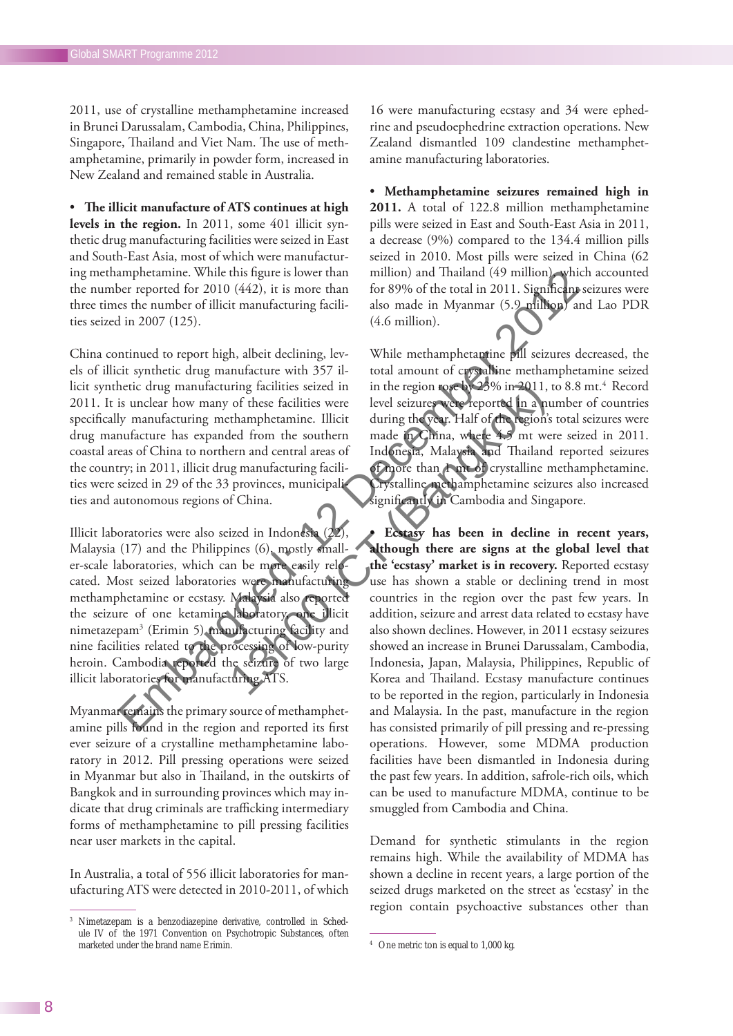2011, use of crystalline methamphetamine increased in Brunei Darussalam, Cambodia, China, Philippines, Singapore, Thailand and Viet Nam. The use of methamphetamine, primarily in powder form, increased in New Zealand and remained stable in Australia.

- **The illicit manufacture of ATS continues at high levels in the region.** In 2011, some 401 illicit synthetic drug manufacturing facilities were seized in East and South-East Asia, most of which were manufacturing methamphetamine. While this figure is lower than the number reported for 2010 (442), it is more than three times the number of illicit manufacturing facilities seized in 2007 (125).

China continued to report high, albeit declining, levels of illicit synthetic drug manufacture with 357 illicit synthetic drug manufacturing facilities seized in 2011. It is unclear how many of these facilities were specifically manufacturing methamphetamine. Illicit drug manufacture has expanded from the southern coastal areas of China to northern and central areas of the country; in 2011, illicit drug manufacturing facilities were seized in 29 of the 33 provinces, municipalities and autonomous regions of China.

Illicit laboratories were also seized in Indonesia (22), Malaysia (17) and the Philippines (6), mostly smaller-scale laboratories, which can be more easily relocated. Most seized laboratories were manufacturing methamphetamine or ecstasy. Malaysia also reported the seizure of one ketamine laboratory, one illicit nimetazepam[3] (Erimin 5) manufacturing facility and nine facilities related to the processing of low-purity heroin. Cambodia reported the seizure of two large illicit laboratories for manufacturing ATS.

Myanmar remains the primary source of methamphetamine pills found in the region and reported its first ever seizure of a crystalline methamphetamine laboratory in 2012. Pill pressing operations were seized in Myanmar but also in Thailand, in the outskirts of Bangkok and in surrounding provinces which may indicate that drug criminals are trafficking intermediary forms of methamphetamine to pill pressing facilities near user markets in the capital.

In Australia, a total of 556 illicit laboratories for manufacturing ATS were detected in 2010-2011, of which 16 were manufacturing ecstasy and 34 were ephedrine and pseudoephedrine extraction operations. New Zealand dismantled 109 clandestine methamphetamine manufacturing laboratories.

- **Methamphetamine seizures remained high in 2011.** A total of 122.8 million methamphetamine pills were seized in East and South-East Asia in 2011, a decrease (9%) compared to the 134.4 million pills seized in 2010. Most pills were seized in China (62 million) and Thailand (49 million), which accounted for 89% of the total in 2011. Significant seizures were also made in Myanmar (5.9 million) and Lao PDR (4.6 million).

While methamphetamine pill seizures decreased, the total amount of crystalline methamphetamine seized in the region rose by 23% in 2011, to 8.8 mt.[4] Record level seizures were reported in a number of countries during the year. Half of the region's total seizures were made in China, where 4.5 mt were seized in 2011. Indonesia, Malaysia and Thailand reported seizures of more than 1 mt of crystalline methamphetamine. Crystalline methamphetamine seizures also increased significantly in Cambodia and Singapore.

- **Ecstasy has been in decline in recent years, although there are signs at the global level that the 'ecstasy' market is in recovery.** Reported ecstasy use has shown a stable or declining trend in most countries in the region over the past few years. In addition, seizure and arrest data related to ecstasy have also shown declines. However, in 2011 ecstasy seizures showed an increase in Brunei Darussalam, Cambodia, Indonesia, Japan, Malaysia, Philippines, Republic of Korea and Thailand. Ecstasy manufacture continues to be reported in the region, particularly in Indonesia and Malaysia. In the past, manufacture in the region has consisted primarily of pill pressing and re-pressing operations. However, some MDMA production facilities have been dismantled in Indonesia during the past few years. In addition, safrole-rich oils, which can be used to manufacture MDMA, continue to be smuggled from Cambodia and China.

Demand for synthetic stimulants in the region remains high. While the availability of MDMA has shown a decline in recent years, a large portion of the seized drugs marketed on the street as 'ecstasy' in the region contain psychoactive substances other than

---

[3] Nimetazepam is a benzodiazepine derivative, controlled in Schedule IV of the 1971 Convention on Psychotropic Substances, often marketed under the brand name Erimin.

[4] One metric ton is equal to 1,000 kg.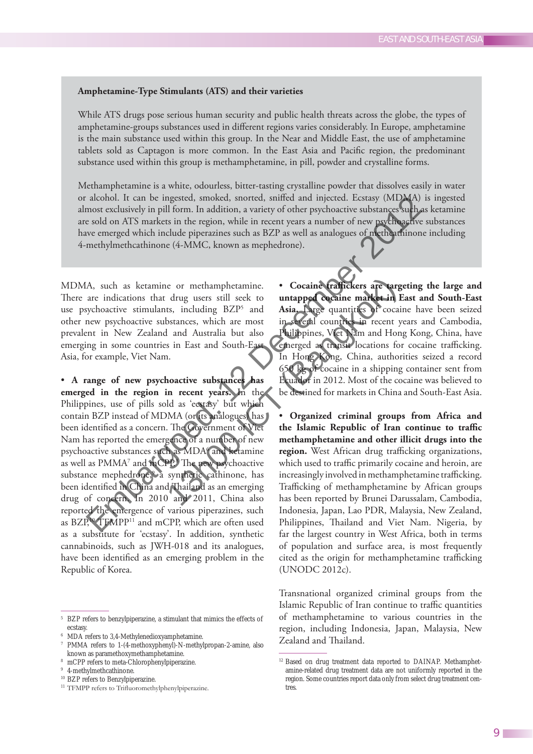**Amphetamine-Type Stimulants (ATS) and their varieties**

While ATS drugs pose serious human security and public health threats across the globe, the types of amphetamine-groups substances used in different regions varies considerably. In Europe, amphetamine is the main substance used within this group. In the Near and Middle East, the use of amphetamine tablets sold as Captagon is more common. In the East Asia and Pacific region, the predominant substance used within this group is methamphetamine, in pill, powder and crystalline forms.

Methamphetamine is a white, odourless, bitter-tasting crystalline powder that dissolves easily in water or alcohol. It can be ingested, smoked, snorted, sniffed and injected. Ecstasy (MDMA) is ingested almost exclusively in pill form. In addition, a variety of other psychoactive substances such as ketamine are sold on ATS markets in the region, while in recent years a number of new psychoactive substances have emerged which include piperazines such as BZP as well as analogues of methcathinone including 4-methylmethcathinone (4-MMC, known as mephedrone).

MDMA, such as ketamine or methamphetamine. There are indications that drug users still seek to use psychoactive stimulants, including BZP[5] and other new psychoactive substances, which are most prevalent in New Zealand and Australia but also emerging in some countries in East and South-East Asia, for example, Viet Nam.

• **A range of new psychoactive substances has emerged in the region in recent years.** In the Philippines, use of pills sold as 'ecstasy' but which contain BZP instead of MDMA (or its analogues) has been identified as a concern. The Government of Viet Nam has reported the emergence of a number of new psychoactive substances such as MDA[6] and ketamine as well as PMMA[7] and mCPP.[8] The new psychoactive substance mephedrone,[9] a synthetic cathinone, has been identified in China and Thailand as an emerging drug of concern. In 2010 and 2011, China also reported the emergence of various piperazines, such as BZP,[10] TFMPP[11] and mCPP, which are often used as a substitute for 'ecstasy'. In addition, synthetic cannabinoids, such as JWH-018 and its analogues, have been identified as an emerging problem in the Republic of Korea.

• **Cocaine traffickers are targeting the large and untapped cocaine market in East and South-East Asia.** Large quantities of cocaine have been seized in several countries in recent years and Cambodia, Philippines, Viet Nam and Hong Kong, China, have emerged as transit locations for cocaine trafficking. In Hong Kong, China, authorities seized a record 650 kg of cocaine in a shipping container sent from Ecuador in 2012. Most of the cocaine was believed to be destined for markets in China and South-East Asia.

• **Organized criminal groups from Africa and the Islamic Republic of Iran continue to traffic methamphetamine and other illicit drugs into the region.** West African drug trafficking organizations, which used to traffic primarily cocaine and heroin, are increasingly involved in methamphetamine trafficking. Trafficking of methamphetamine by African groups has been reported by Brunei Darussalam, Cambodia, Indonesia, Japan, Lao PDR, Malaysia, New Zealand, Philippines, Thailand and Viet Nam. Nigeria, by far the largest country in West Africa, both in terms of population and surface area, is most frequently cited as the origin for methamphetamine trafficking (UNODC 2012c).

Transnational organized criminal groups from the Islamic Republic of Iran continue to traffic quantities of methamphetamine to various countries in the region, including Indonesia, Japan, Malaysia, New Zealand and Thailand.

---

[5] BZP refers to benzylpiperazine, a stimulant that mimics the effects of ecstasy.
[6] MDA refers to 3,4-Methylenedioxyamphetamine.
[7] PMMA refers to 1-(4-methoxyphenyl)-N-methylpropan-2-amine, also known as paramethoxymethamphetamine.
[8] mCPP refers to meta-Chlorophenylpiperazine.
[9] 4-methylmethcathinone.
[10] BZP refers to Benzylpiperazine.
[11] TFMPP refers to Trifluoromethylphenylpiperazine.
[12] Based on drug treatment data reported to DAINAP. Methamphetamine-related drug treatment data are not uniformly reported in the region. Some countries report data only from select drug treatment centres.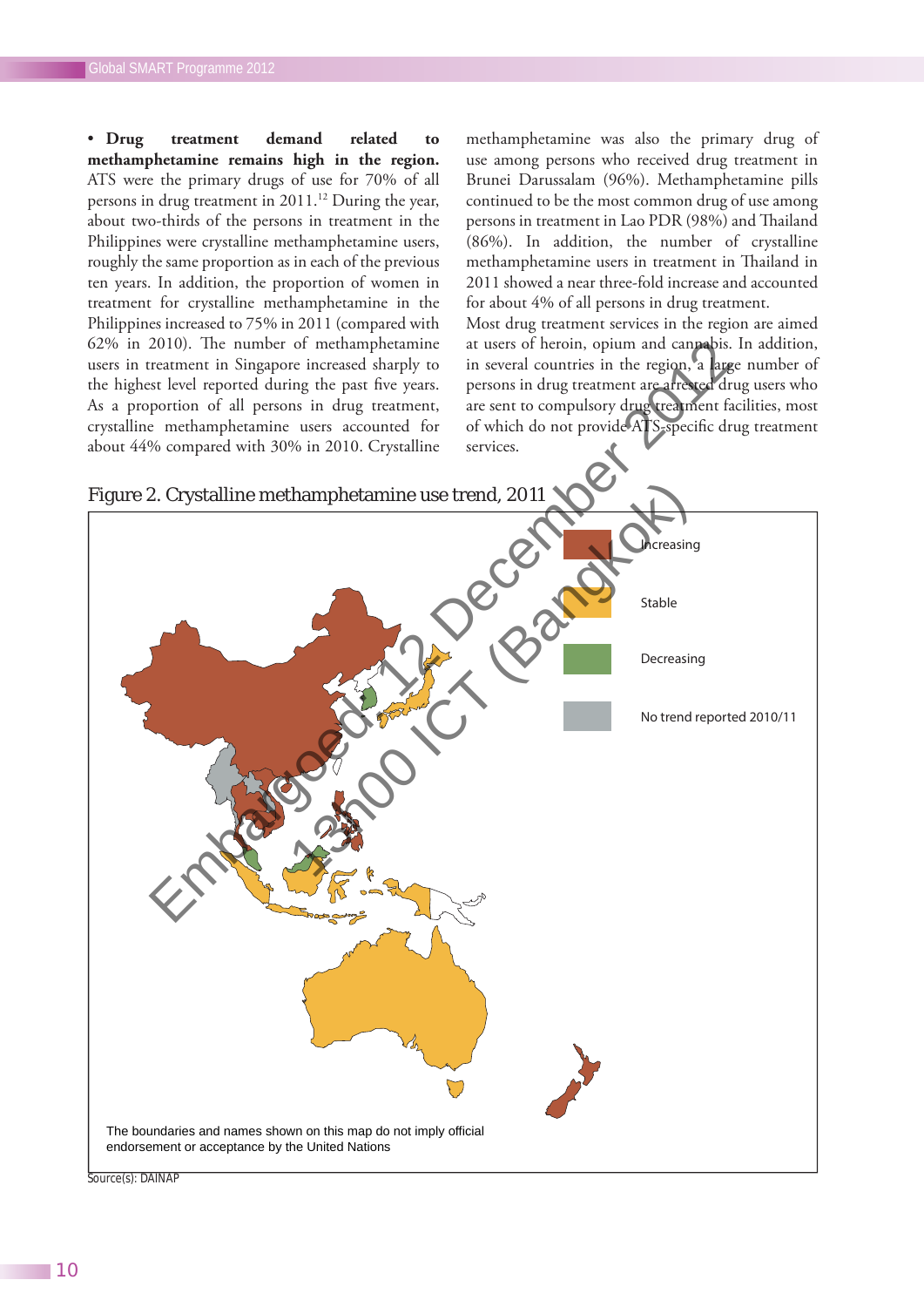• **Drug treatment demand related to methamphetamine remains high in the region.** ATS were the primary drugs of use for 70% of all persons in drug treatment in 2011.[12] During the year, about two-thirds of the persons in treatment in the Philippines were crystalline methamphetamine users, roughly the same proportion as in each of the previous ten years. In addition, the proportion of women in treatment for crystalline methamphetamine in the Philippines increased to 75% in 2011 (compared with 62% in 2010). The number of methamphetamine users in treatment in Singapore increased sharply to the highest level reported during the past five years. As a proportion of all persons in drug treatment, crystalline methamphetamine users accounted for about 44% compared with 30% in 2010. Crystalline methamphetamine was also the primary drug of use among persons who received drug treatment in Brunei Darussalam (96%). Methamphetamine pills continued to be the most common drug of use among persons in treatment in Lao PDR (98%) and Thailand (86%). In addition, the number of crystalline methamphetamine users in treatment in Thailand in 2011 showed a near three-fold increase and accounted for about 4% of all persons in drug treatment.

Most drug treatment services in the region are aimed at users of heroin, opium and cannabis. In addition, in several countries in the region, a large number of persons in drug treatment are arrested drug users who are sent to compulsory drug treatment facilities, most of which do not provide ATS-specific drug treatment services.

Figure 2. Crystalline methamphetamine use trend, 2011

Increasing

Stable

Decreasing

No trend reported 2010/11

The boundaries and names shown on this map do not imply official endorsement or acceptance by the United Nations

Source(s): DAINAP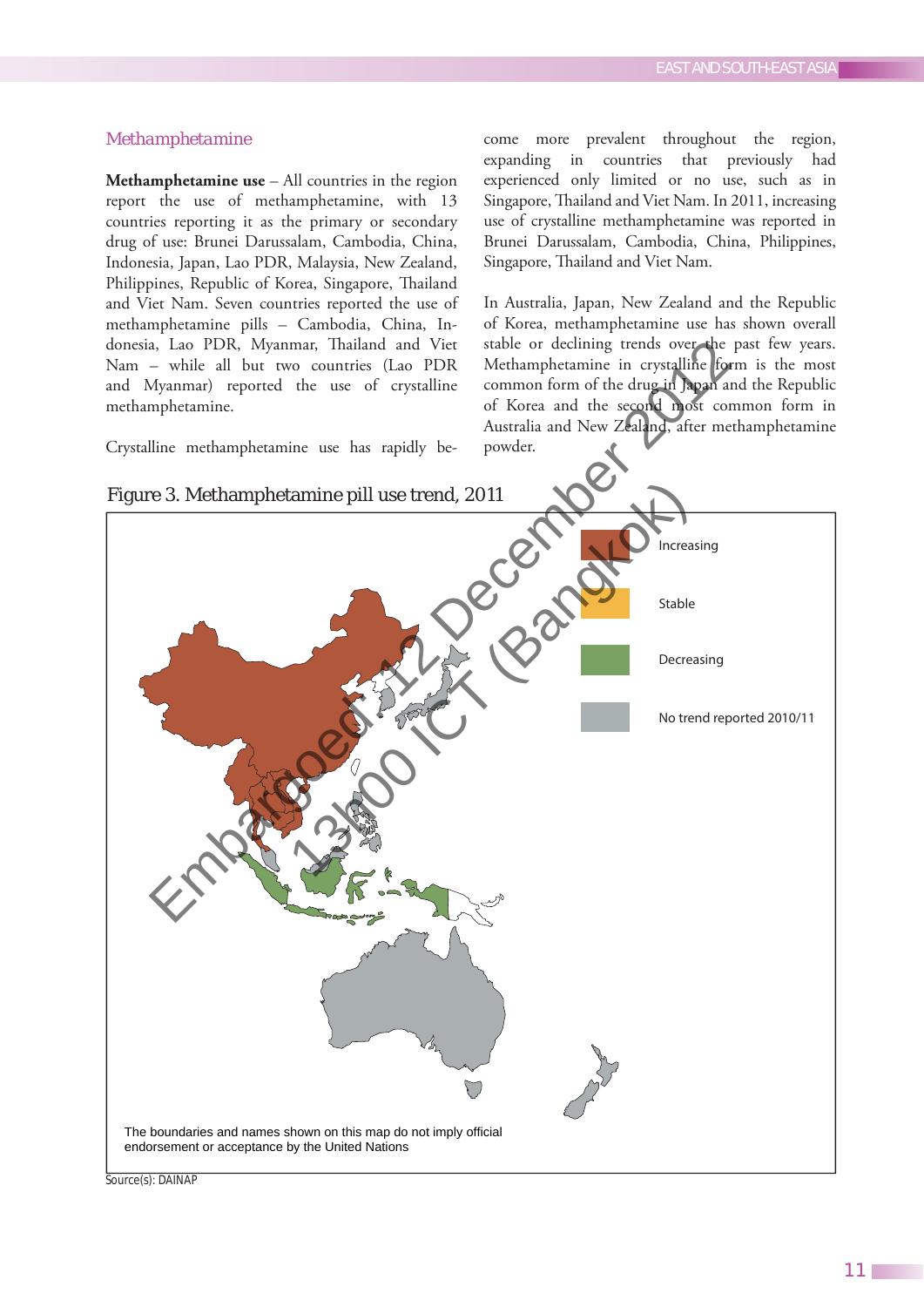## Methamphetamine

**Methamphetamine use** – All countries in the region report the use of methamphetamine, with 13 countries reporting it as the primary or secondary drug of use: Brunei Darussalam, Cambodia, China, Indonesia, Japan, Lao PDR, Malaysia, New Zealand, Philippines, Republic of Korea, Singapore, Thailand and Viet Nam. Seven countries reported the use of methamphetamine pills – Cambodia, China, Indonesia, Lao PDR, Myanmar, Thailand and Viet Nam – while all but two countries (Lao PDR and Myanmar) reported the use of crystalline methamphetamine.

Crystalline methamphetamine use has rapidly become more prevalent throughout the region, expanding in countries that previously had experienced only limited or no use, such as in Singapore, Thailand and Viet Nam. In 2011, increasing use of crystalline methamphetamine was reported in Brunei Darussalam, Cambodia, China, Philippines, Singapore, Thailand and Viet Nam.

In Australia, Japan, New Zealand and the Republic of Korea, methamphetamine use has shown overall stable or declining trends over the past few years. Methamphetamine in crystalline form is the most common form of the drug in Japan and the Republic of Korea and the second most common form in Australia and New Zealand, after methamphetamine powder.

Figure 3. Methamphetamine pill use trend, 2011

Increasing

Stable

Decreasing

No trend reported 2010/11

The boundaries and names shown on this map do not imply official endorsement or acceptance by the United Nations

Source(s): DAINAP

Embargoed: 12 December 2012 13h00 ICT (Bangkok)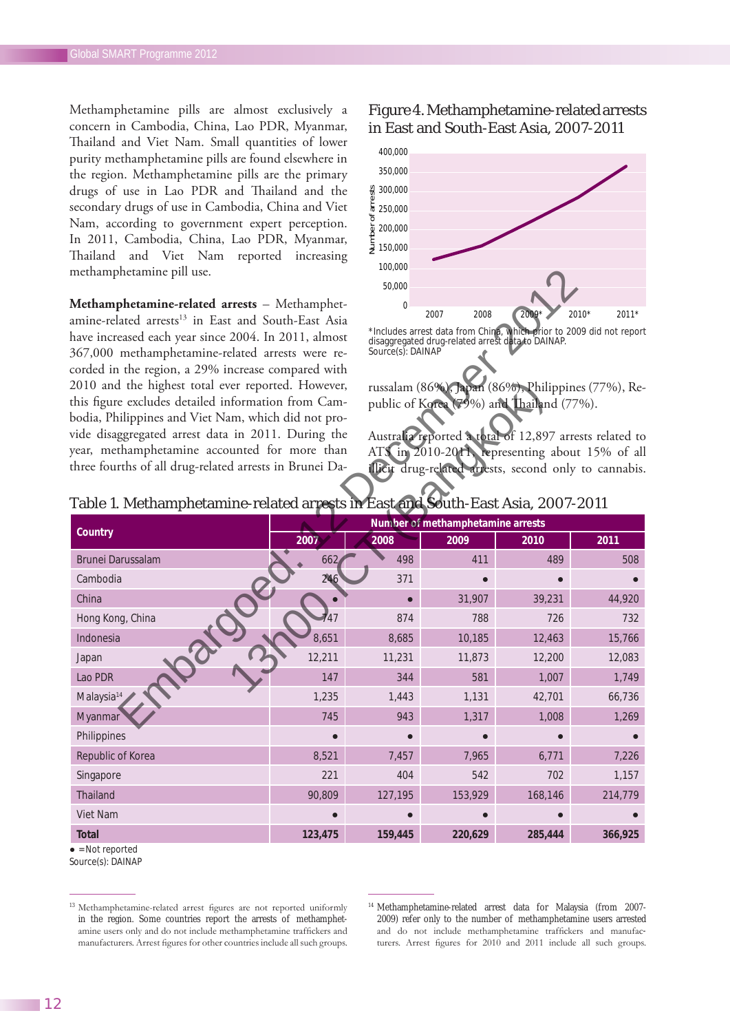Methamphetamine pills are almost exclusively a concern in Cambodia, China, Lao PDR, Myanmar, Thailand and Viet Nam. Small quantities of lower purity methamphetamine pills are found elsewhere in the region. Methamphetamine pills are the primary drugs of use in Lao PDR and Thailand and the secondary drugs of use in Cambodia, China and Viet Nam, according to government expert perception. In 2011, Cambodia, China, Lao PDR, Myanmar, Thailand and Viet Nam reported increasing methamphetamine pill use.

**Methamphetamine-related arrests** – Methamphetamine-related arrests[13] in East and South-East Asia have increased each year since 2004. In 2011, almost 367,000 methamphetamine-related arrests were recorded in the region, a 29% increase compared with 2010 and the highest total ever reported. However, this figure excludes detailed information from Cambodia, Philippines and Viet Nam, which did not provide disaggregated arrest data in 2011. During the year, methamphetamine accounted for more than three fourths of all drug-related arrests in Brunei Darussalam (86%), Japan (86%), Philippines (77%), Republic of Korea (79%) and Thailand (77%).

Australia reported a total of 12,897 arrests related to ATS in 2010-2011, representing about 15% of all illicit drug-related arrests, second only to cannabis.

Figure 4. Methamphetamine-related arrests in East and South-East Asia, 2007-2011

*Includes arrest data from China, which prior to 2009 did not report disaggregated drug-related arrest data to DAINAP.
Source(s): DAINAP

Table 1. Methamphetamine-related arrests in East and South-East Asia, 2007-2011

| Country | Number of methamphetamine arrests | | | | |
|---|---|---|---|---|---|
| | 2007 | 2008 | 2009 | 2010 | 2011 |
| Brunei Darussalam | 662 | 498 | 411 | 489 | 508 |
| Cambodia | 246 | 371 | ● | ● | ● |
| China | ● | ● | 31,907 | 39,231 | 44,920 |
| Hong Kong, China | 747 | 874 | 788 | 726 | 732 |
| Indonesia | 8,651 | 8,685 | 10,185 | 12,463 | 15,766 |
| Japan | 12,211 | 11,231 | 11,873 | 12,200 | 12,083 |
| Lao PDR | 147 | 344 | 581 | 1,007 | 1,749 |
| Malaysia[14] | 1,235 | 1,443 | 1,131 | 42,701 | 66,736 |
| Myanmar | 745 | 943 | 1,317 | 1,008 | 1,269 |
| Philippines | ● | ● | ● | ● | ● |
| Republic of Korea | 8,521 | 7,457 | 7,965 | 6,771 | 7,226 |
| Singapore | 221 | 404 | 542 | 702 | 1,157 |
| Thailand | 90,809 | 127,195 | 153,929 | 168,146 | 214,779 |
| Viet Nam | ● | ● | ● | ● | ● |
| **Total** | **123,475** | **159,445** | **220,629** | **285,444** | **366,925** |

● = Not reported
Source(s): DAINAP

[13] Methamphetamine-related arrest figures are not reported uniformly in the region. Some countries report the arrests of methamphetamine users only and do not include methamphetamine traffickers and manufacturers. Arrest figures for other countries include all such groups.

[14] Methamphetamine-related arrest data for Malaysia (from 2007-2009) refer only to the number of methamphetamine users arrested and do not include methamphetamine traffickers and manufacturers. Arrest figures for 2010 and 2011 include all such groups.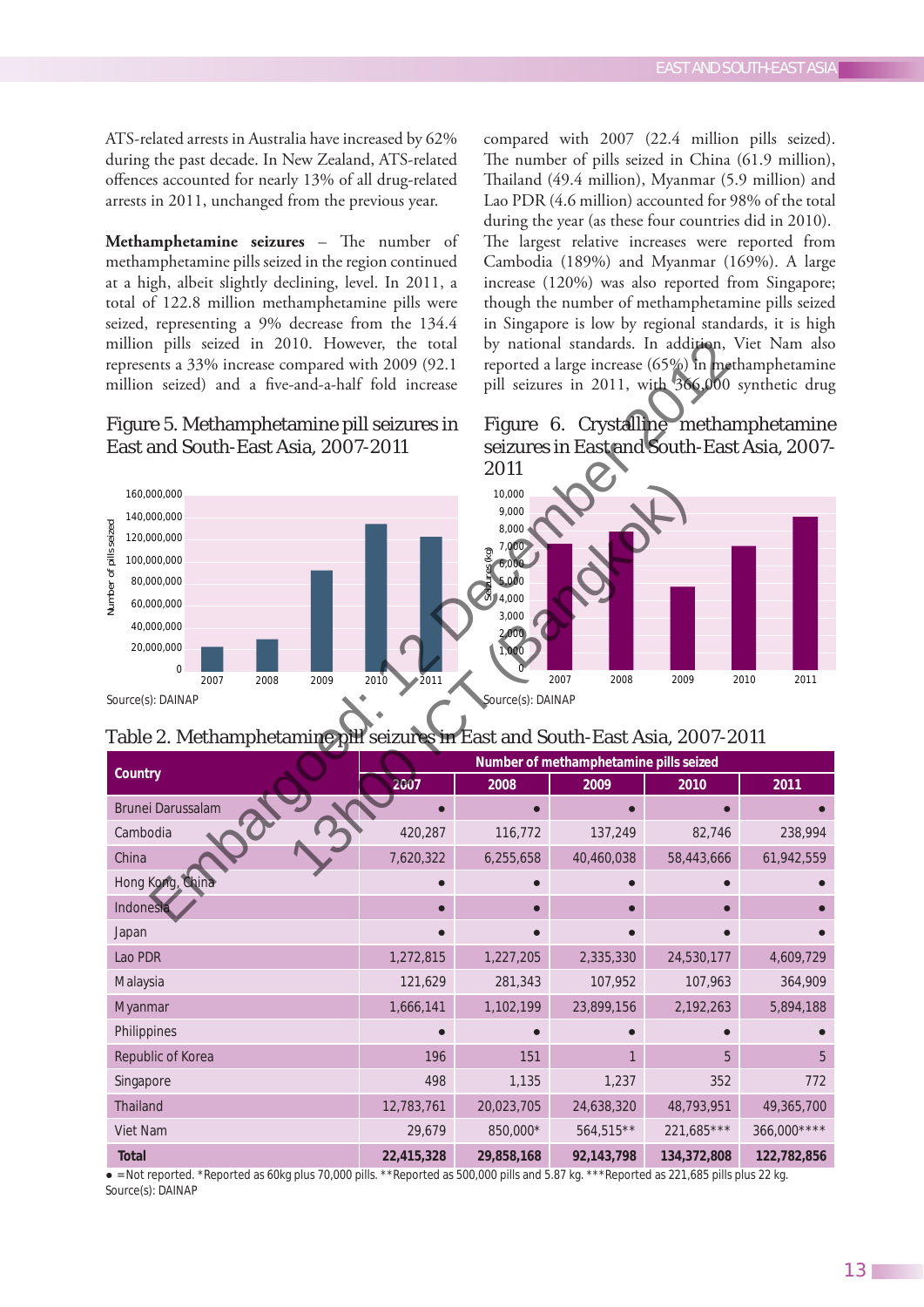ATS-related arrests in Australia have increased by 62% during the past decade. In New Zealand, ATS-related offences accounted for nearly 13% of all drug-related arrests in 2011, unchanged from the previous year.

**Methamphetamine seizures** – The number of methamphetamine pills seized in the region continued at a high, albeit slightly declining, level. In 2011, a total of 122.8 million methamphetamine pills were seized, representing a 9% decrease from the 134.4 million pills seized in 2010. However, the total represents a 33% increase compared with 2009 (92.1 million seized) and a five-and-a-half fold increase compared with 2007 (22.4 million pills seized). The number of pills seized in China (61.9 million), Thailand (49.4 million), Myanmar (5.9 million) and Lao PDR (4.6 million) accounted for 98% of the total during the year (as these four countries did in 2010). The largest relative increases were reported from Cambodia (189%) and Myanmar (169%). A large increase (120%) was also reported from Singapore; though the number of methamphetamine pills seized in Singapore is low by regional standards, it is high by national standards. In addition, Viet Nam also reported a large increase (65%) in methamphetamine pill seizures in 2011, with 366,000 synthetic drug

Figure 5. Methamphetamine pill seizures in East and South-East Asia, 2007-2011

Source(s): DAINAP

Figure 6. Crystalline methamphetamine seizures in East and South-East Asia, 2007-2011

Source(s): DAINAP

Table 2. Methamphetamine pill seizures in East and South-East Asia, 2007-2011

| Country | Number of methamphetamine pills seized | | | | |
|---|---|---|---|---|---|
| | 2007 | 2008 | 2009 | 2010 | 2011 |
| Brunei Darussalam | ● | ● | ● | ● | ● |
| Cambodia | 420,287 | 116,772 | 137,249 | 82,746 | 238,994 |
| China | 7,620,322 | 6,255,658 | 40,460,038 | 58,443,666 | 61,942,559 |
| Hong Kong, China | ● | ● | ● | ● | ● |
| Indonesia | ● | ● | ● | ● | ● |
| Japan | ● | ● | ● | ● | ● |
| Lao PDR | 1,272,815 | 1,227,205 | 2,335,330 | 24,530,177 | 4,609,729 |
| Malaysia | 121,629 | 281,343 | 107,952 | 107,963 | 364,909 |
| Myanmar | 1,666,141 | 1,102,199 | 23,899,156 | 2,192,263 | 5,894,188 |
| Philippines | ● | ● | ● | ● | ● |
| Republic of Korea | 196 | 151 | 1 | 5 | 5 |
| Singapore | 498 | 1,135 | 1,237 | 352 | 772 |
| Thailand | 12,783,761 | 20,023,705 | 24,638,320 | 48,793,951 | 49,365,700 |
| Viet Nam | 29,679 | 850,000* | 564,515** | 221,685*** | 366,000**** |
| **Total** | **22,415,328** | **29,858,168** | **92,143,798** | **134,372,808** | **122,782,856** |

● = Not reported. *Reported as 60kg plus 70,000 pills. **Reported as 500,000 pills and 5.87 kg. ***Reported as 221,685 pills plus 22 kg.
Source(s): DAINAP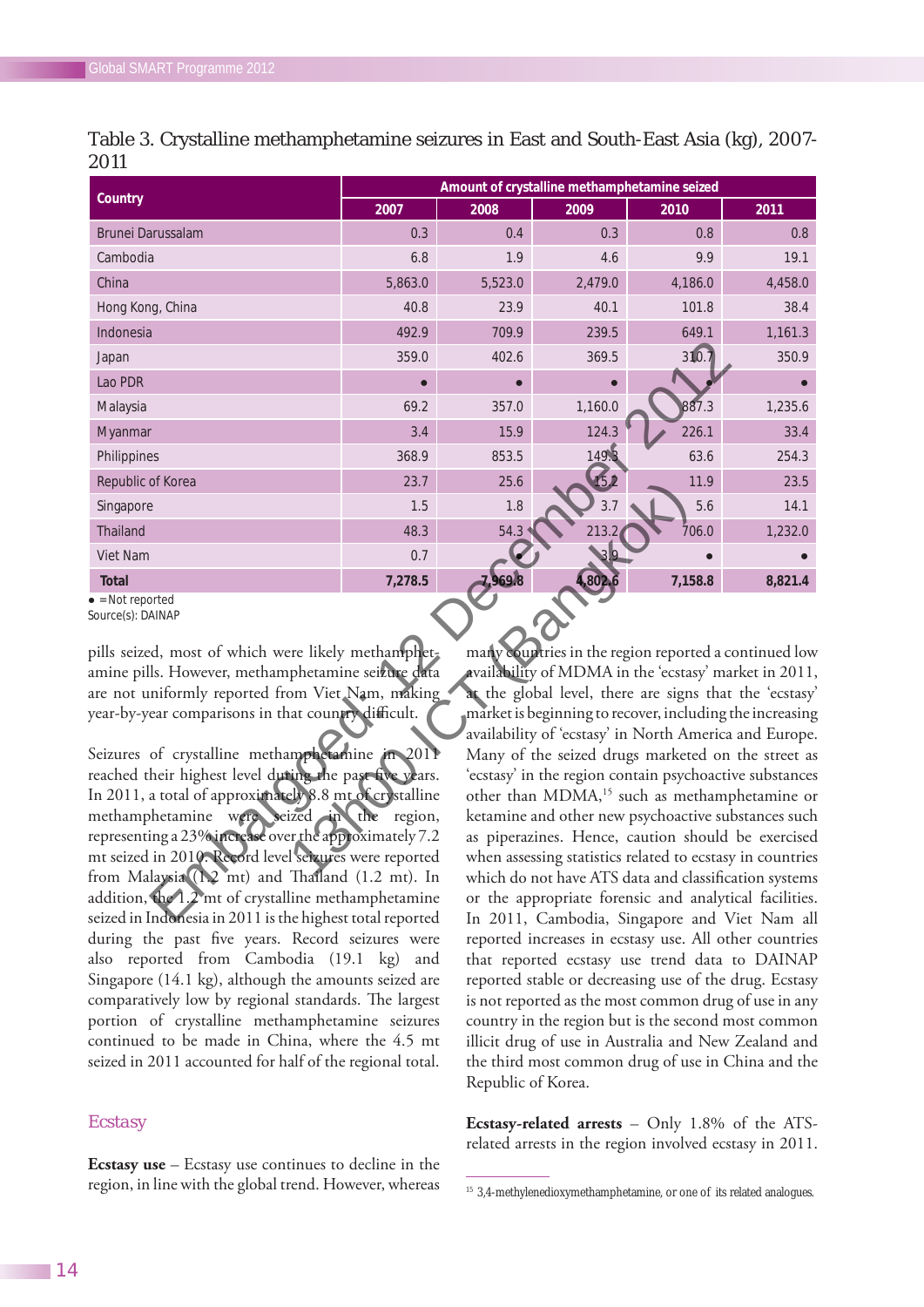Table 3. Crystalline methamphetamine seizures in East and South-East Asia (kg), 2007-2011

| Country | Amount of crystalline methamphetamine seized | | | | |
|---|---|---|---|---|---|
| | 2007 | 2008 | 2009 | 2010 | 2011 |
| Brunei Darussalam | 0.3 | 0.4 | 0.3 | 0.8 | 0.8 |
| Cambodia | 6.8 | 1.9 | 4.6 | 9.9 | 19.1 |
| China | 5,863.0 | 5,523.0 | 2,479.0 | 4,186.0 | 4,458.0 |
| Hong Kong, China | 40.8 | 23.9 | 40.1 | 101.8 | 38.4 |
| Indonesia | 492.9 | 709.9 | 239.5 | 649.1 | 1,161.3 |
| Japan | 359.0 | 402.6 | 369.5 | 310.7 | 350.9 |
| Lao PDR | • | • | • | • | • |
| Malaysia | 69.2 | 357.0 | 1,160.0 | 887.3 | 1,235.6 |
| Myanmar | 3.4 | 15.9 | 124.3 | 226.1 | 33.4 |
| Philippines | 368.9 | 853.5 | 149.3 | 63.6 | 254.3 |
| Republic of Korea | 23.7 | 25.6 | 15.2 | 11.9 | 23.5 |
| Singapore | 1.5 | 1.8 | 3.7 | 5.6 | 14.1 |
| Thailand | 48.3 | 54.3 | 213.2 | 706.0 | 1,232.0 |
| Viet Nam | 0.7 | • | 3.9 | • | • |
| **Total** | **7,278.5** | **7,969.8** | **4,802.6** | **7,158.8** | **8,821.4** |

• = Not reported
Source(s): DAINAP

pills seized, most of which were likely methamphetamine pills. However, methamphetamine seizure data are not uniformly reported from Viet Nam, making year-by-year comparisons in that country difficult.

Seizures of crystalline methamphetamine in 2011 reached their highest level during the past five years. In 2011, a total of approximately 8.8 mt of crystalline methamphetamine were seized in the region, representing a 23% increase over the approximately 7.2 mt seized in 2010. Record level seizures were reported from Malaysia (1.2 mt) and Thailand (1.2 mt). In addition, the 1.2 mt of crystalline methamphetamine seized in Indonesia in 2011 is the highest total reported during the past five years. Record seizures were also reported from Cambodia (19.1 kg) and Singapore (14.1 kg), although the amounts seized are comparatively low by regional standards. The largest portion of crystalline methamphetamine seizures continued to be made in China, where the 4.5 mt seized in 2011 accounted for half of the regional total.

## Ecstasy

**Ecstasy use** – Ecstasy use continues to decline in the region, in line with the global trend. However, whereas many countries in the region reported a continued low availability of MDMA in the 'ecstasy' market in 2011, at the global level, there are signs that the 'ecstasy' market is beginning to recover, including the increasing availability of 'ecstasy' in North America and Europe. Many of the seized drugs marketed on the street as 'ecstasy' in the region contain psychoactive substances other than MDMA,[15] such as methamphetamine or ketamine and other new psychoactive substances such as piperazines. Hence, caution should be exercised when assessing statistics related to ecstasy in countries which do not have ATS data and classification systems or the appropriate forensic and analytical facilities. In 2011, Cambodia, Singapore and Viet Nam all reported increases in ecstasy use. All other countries that reported ecstasy use trend data to DAINAP reported stable or decreasing use of the drug. Ecstasy is not reported as the most common drug of use in any country in the region but is the second most common illicit drug of use in Australia and New Zealand and the third most common drug of use in China and the Republic of Korea.

**Ecstasy-related arrests** – Only 1.8% of the ATS-related arrests in the region involved ecstasy in 2011.

[15] 3,4-methylenedioxymethamphetamine, or one of its related analogues.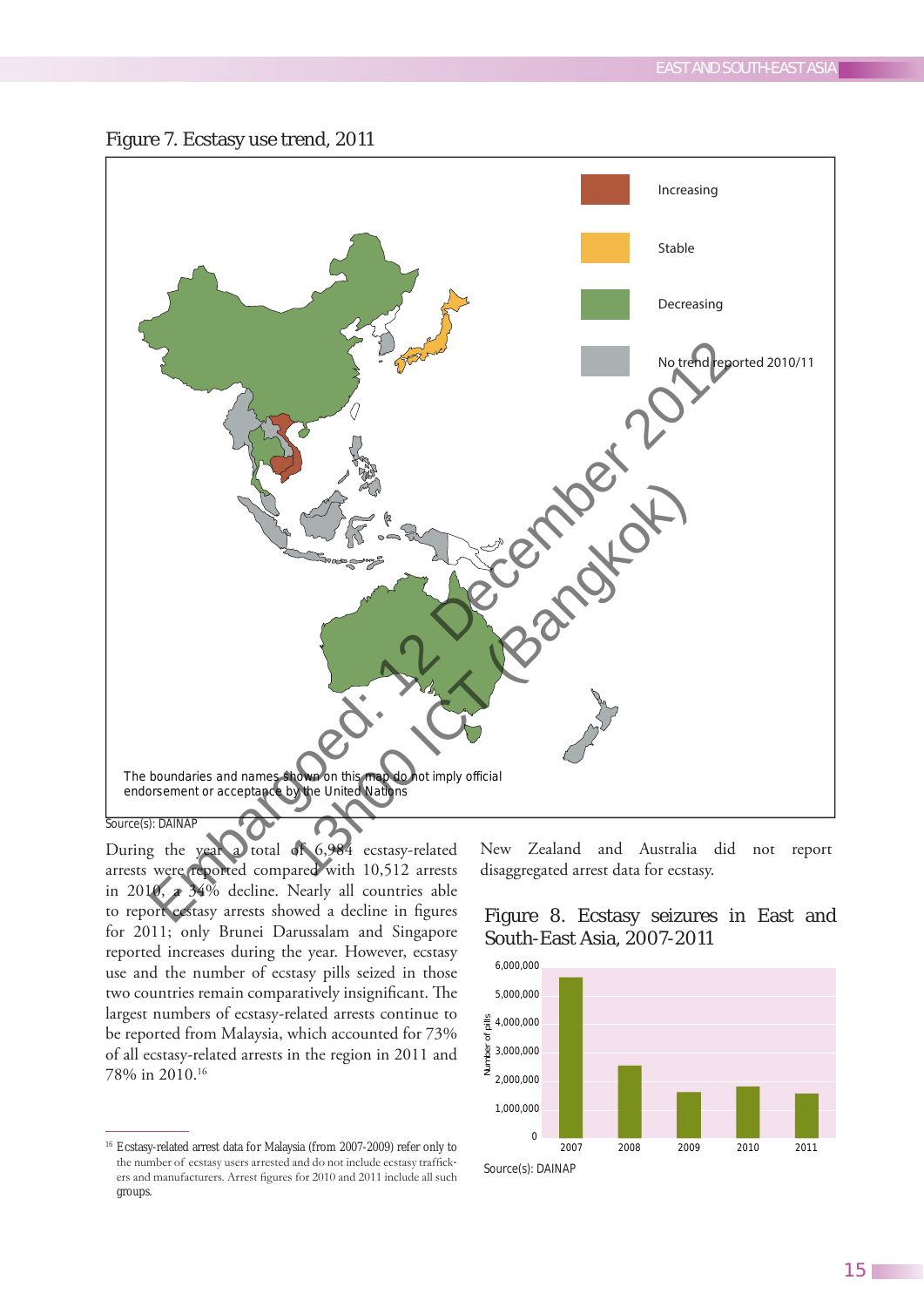Figure 7. Ecstasy use trend, 2011

Increasing

Stable

Decreasing

No trend reported 2010/11

The boundaries and names shown on this map do not imply official endorsement or acceptance by the United Nations

Source(s): DAINAP

During the year a total of 6,984 ecstasy-related arrests were reported compared with 10,512 arrests in 2010, a 34% decline. Nearly all countries able to report ecstasy arrests showed a decline in figures for 2011; only Brunei Darussalam and Singapore reported increases during the year. However, ecstasy use and the number of ecstasy pills seized in those two countries remain comparatively insignificant. The largest numbers of ecstasy-related arrests continue to be reported from Malaysia, which accounted for 73% of all ecstasy-related arrests in the region in 2011 and 78% in 2010.[16]

New Zealand and Australia did not report disaggregated arrest data for ecstasy.

Figure 8. Ecstasy seizures in East and South-East Asia, 2007-2011

Source(s): DAINAP

[16] Ecstasy-related arrest data for Malaysia (from 2007-2009) refer only to the number of ecstasy users arrested and do not include ecstasy traffickers and manufacturers. Arrest figures for 2010 and 2011 include all such groups.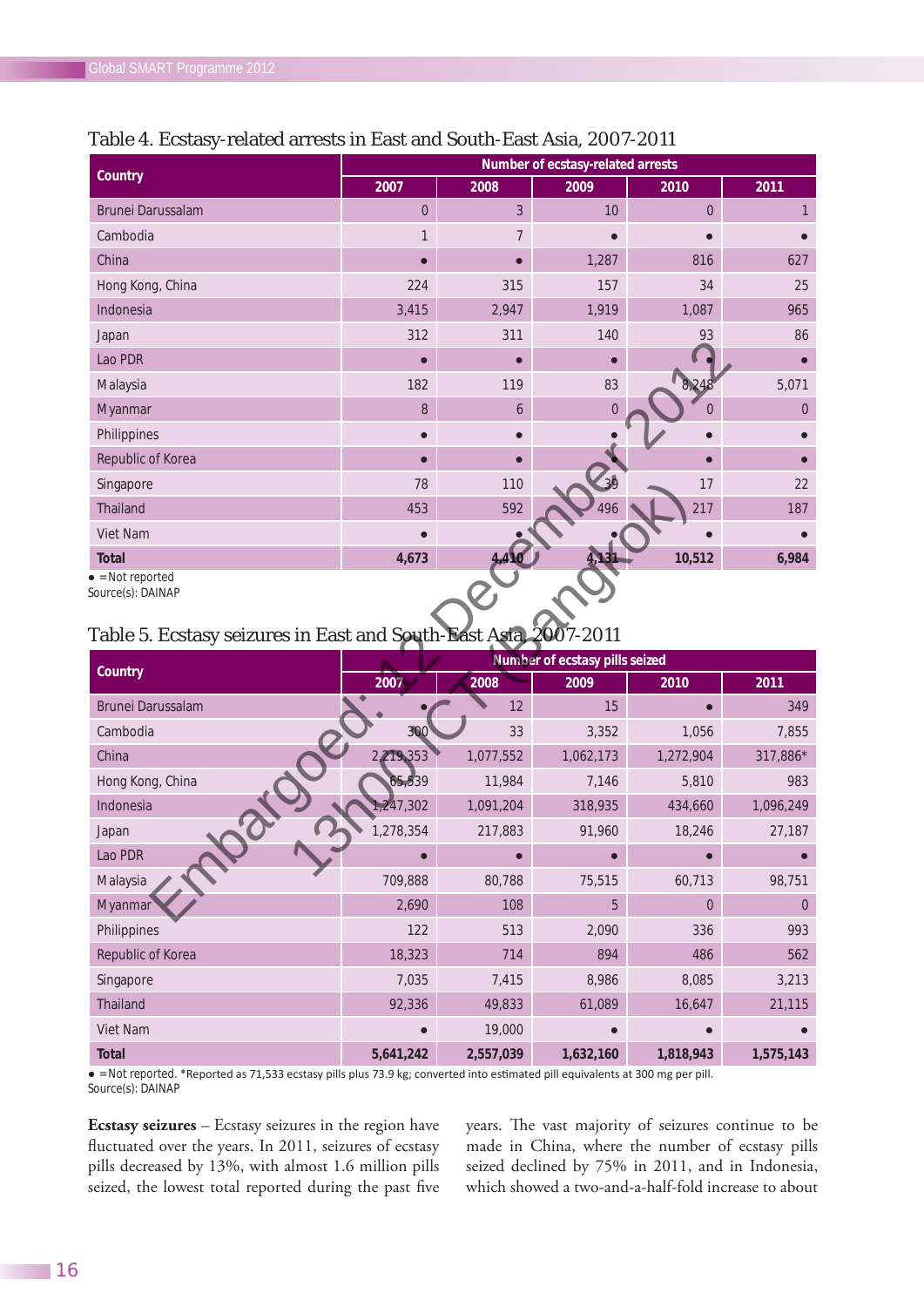Table 4. Ecstasy-related arrests in East and South-East Asia, 2007-2011

| Country | Number of ecstasy-related arrests | | | | |
|---|---|---|---|---|---|
| | 2007 | 2008 | 2009 | 2010 | 2011 |
| Brunei Darussalam | 0 | 3 | 10 | 0 | 1 |
| Cambodia | 1 | 7 | ● | ● | ● |
| China | ● | ● | 1,287 | 816 | 627 |
| Hong Kong, China | 224 | 315 | 157 | 34 | 25 |
| Indonesia | 3,415 | 2,947 | 1,919 | 1,087 | 965 |
| Japan | 312 | 311 | 140 | 93 | 86 |
| Lao PDR | ● | ● | ● | ● | ● |
| Malaysia | 182 | 119 | 83 | 8,248 | 5,071 |
| Myanmar | 8 | 6 | 0 | 0 | 0 |
| Philippines | ● | ● | ● | ● | ● |
| Republic of Korea | ● | ● | ● | ● | ● |
| Singapore | 78 | 110 | 39 | 17 | 22 |
| Thailand | 453 | 592 | 496 | 217 | 187 |
| Viet Nam | ● | ● | ● | ● | ● |
| **Total** | **4,673** | **4,410** | **4,131** | **10,512** | **6,984** |

● = Not reported
Source(s): DAINAP

Table 5. Ecstasy seizures in East and South-East Asia, 2007-2011

| Country | Number of ecstasy pills seized | | | | |
|---|---|---|---|---|---|
| | 2007 | 2008 | 2009 | 2010 | 2011 |
| Brunei Darussalam | ● | 12 | 15 | ● | 349 |
| Cambodia | 300 | 33 | 3,352 | 1,056 | 7,855 |
| China | 2,219,353 | 1,077,552 | 1,062,173 | 1,272,904 | 317,886* |
| Hong Kong, China | 65,539 | 11,984 | 7,146 | 5,810 | 983 |
| Indonesia | 1,247,302 | 1,091,204 | 318,935 | 434,660 | 1,096,249 |
| Japan | 1,278,354 | 217,883 | 91,960 | 18,246 | 27,187 |
| Lao PDR | ● | ● | ● | ● | ● |
| Malaysia | 709,888 | 80,788 | 75,515 | 60,713 | 98,751 |
| Myanmar | 2,690 | 108 | 5 | 0 | 0 |
| Philippines | 122 | 513 | 2,090 | 336 | 993 |
| Republic of Korea | 18,323 | 714 | 894 | 486 | 562 |
| Singapore | 7,035 | 7,415 | 8,986 | 8,085 | 3,213 |
| Thailand | 92,336 | 49,833 | 61,089 | 16,647 | 21,115 |
| Viet Nam | ● | 19,000 | ● | ● | ● |
| **Total** | **5,641,242** | **2,557,039** | **1,632,160** | **1,818,943** | **1,575,143** |

● = Not reported. *Reported as 71,533 ecstasy pills plus 73.9 kg; converted into estimated pill equivalents at 300 mg per pill.
Source(s): DAINAP

**Ecstasy seizures** – Ecstasy seizures in the region have fluctuated over the years. In 2011, seizures of ecstasy pills decreased by 13%, with almost 1.6 million pills seized, the lowest total reported during the past five years. The vast majority of seizures continue to be made in China, where the number of ecstasy pills seized declined by 75% in 2011, and in Indonesia, which showed a two-and-a-half-fold increase to about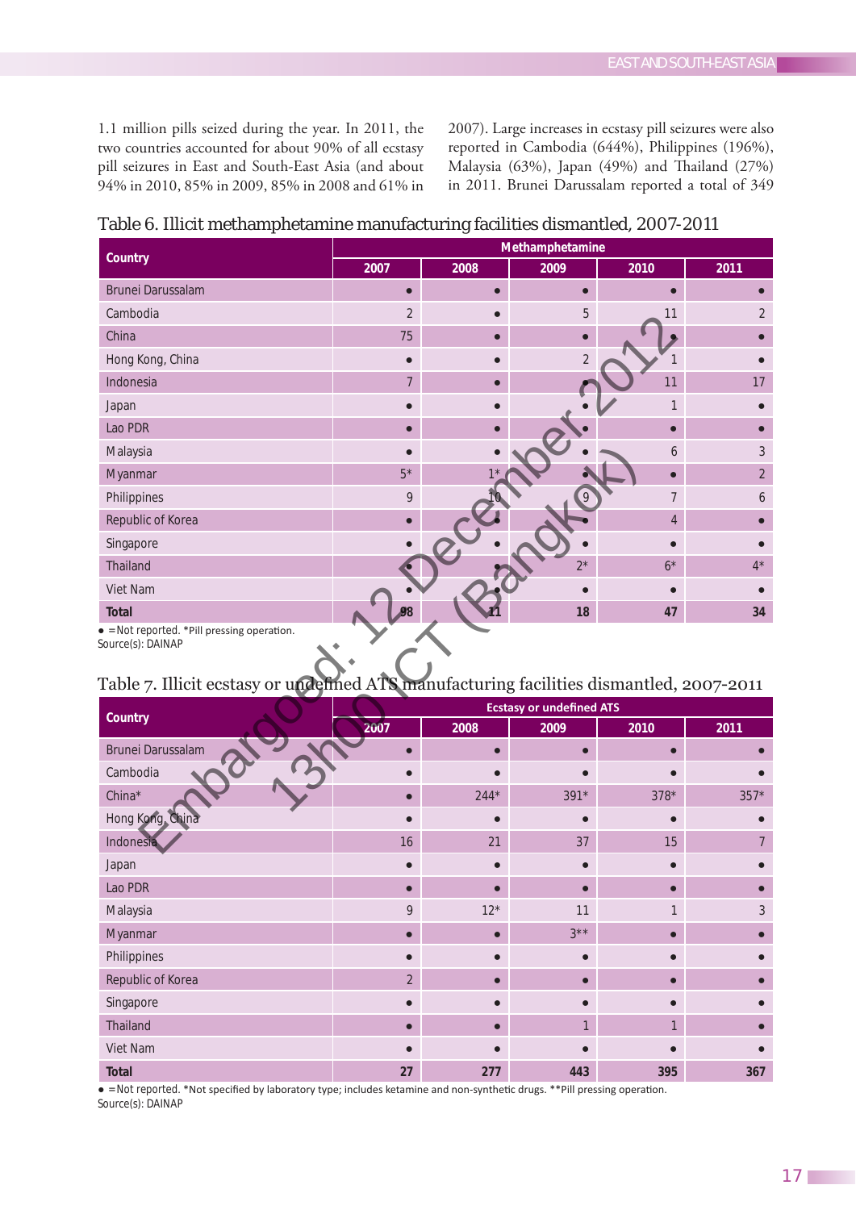1.1 million pills seized during the year. In 2011, the two countries accounted for about 90% of all ecstasy pill seizures in East and South-East Asia (and about 94% in 2010, 85% in 2009, 85% in 2008 and 61% in 2007). Large increases in ecstasy pill seizures were also reported in Cambodia (644%), Philippines (196%), Malaysia (63%), Japan (49%) and Thailand (27%) in 2011. Brunei Darussalam reported a total of 349

Table 6. Illicit methamphetamine manufacturing facilities dismantled, 2007-2011

| Country | Methamphetamine | | | | |
|---|---|---|---|---|---|
| | 2007 | 2008 | 2009 | 2010 | 2011 |
| Brunei Darussalam | • | • | • | • | • |
| Cambodia | 2 | • | 5 | 11 | 2 |
| China | 75 | • | • | • | • |
| Hong Kong, China | • | • | 2 | 1 | • |
| Indonesia | 7 | • | • | 11 | 17 |
| Japan | • | • | • | 1 | • |
| Lao PDR | • | • | • | • | • |
| Malaysia | • | • | • | 6 | 3 |
| Myanmar | 5* | 1* | • | • | 2 |
| Philippines | 9 | 10 | 9 | 7 | 6 |
| Republic of Korea | • | • | • | 4 | • |
| Singapore | • | • | • | • | • |
| Thailand | • | • | 2* | 6* | 4* |
| Viet Nam | • | • | • | • | • |
| **Total** | **98** | **11** | **18** | **47** | **34** |

• =Not reported. *Pill pressing operation.
Source(s): DAINAP

Table 7. Illicit ecstasy or undefined ATS manufacturing facilities dismantled, 2007-2011

| Country | Ecstasy or undefined ATS | | | | |
|---|---|---|---|---|---|
| | 2007 | 2008 | 2009 | 2010 | 2011 |
| Brunei Darussalam | • | • | • | • | • |
| Cambodia | • | • | • | • | • |
| China* | • | 244* | 391* | 378* | 357* |
| Hong Kong, China | • | • | • | • | • |
| Indonesia | 16 | 21 | 37 | 15 | 7 |
| Japan | • | • | • | • | • |
| Lao PDR | • | • | • | • | • |
| Malaysia | 9 | 12* | 11 | 1 | 3 |
| Myanmar | • | • | 3** | • | • |
| Philippines | • | • | • | • | • |
| Republic of Korea | 2 | • | • | • | • |
| Singapore | • | • | • | • | • |
| Thailand | • | • | 1 | 1 | • |
| Viet Nam | • | • | • | • | • |
| **Total** | **27** | **277** | **443** | **395** | **367** |

• =Not reported. *Not specified by laboratory type; includes ketamine and non-synthetic drugs. **Pill pressing operation.
Source(s): DAINAP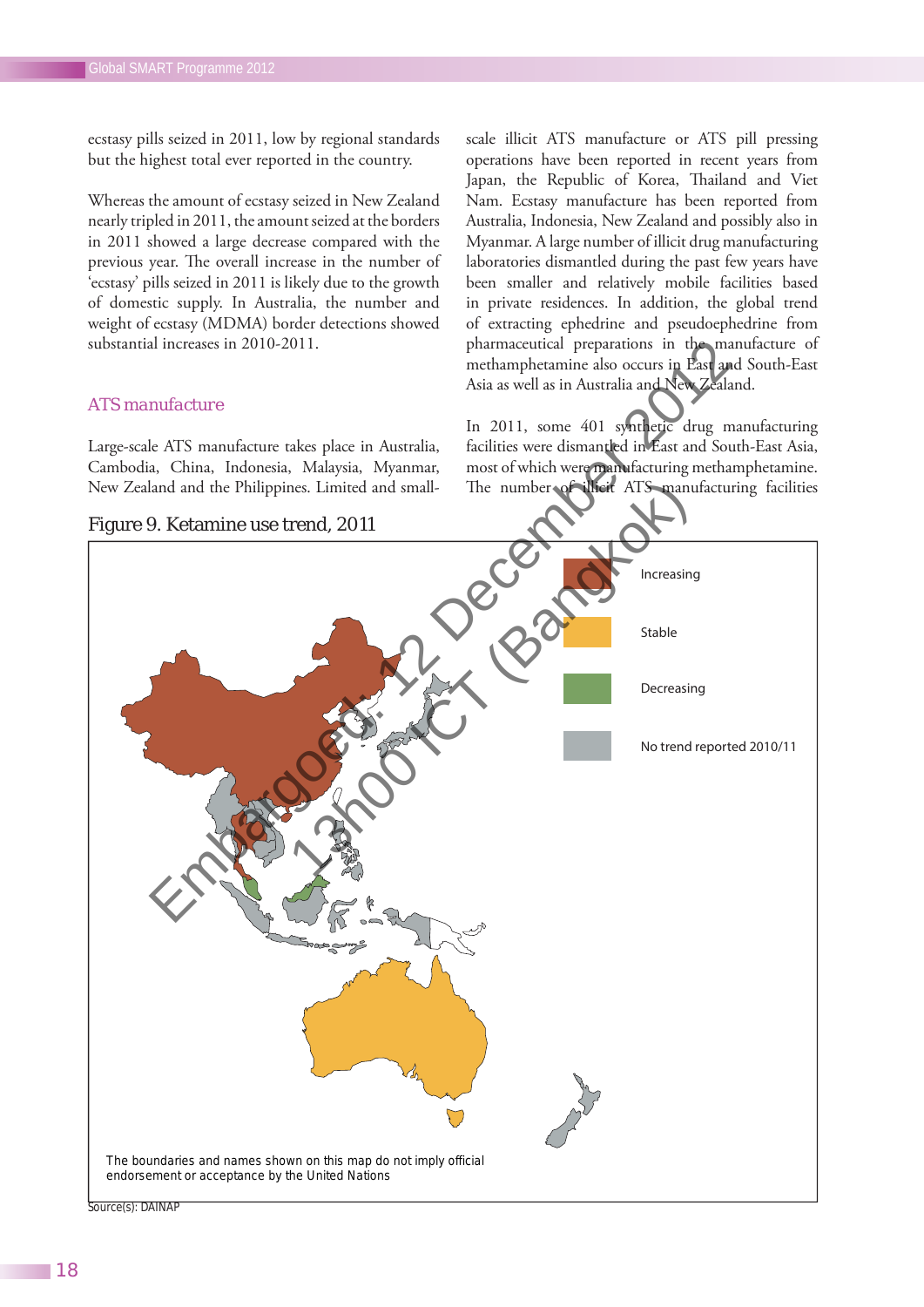ecstasy pills seized in 2011, low by regional standards but the highest total ever reported in the country.

Whereas the amount of ecstasy seized in New Zealand nearly tripled in 2011, the amount seized at the borders in 2011 showed a large decrease compared with the previous year. The overall increase in the number of 'ecstasy' pills seized in 2011 is likely due to the growth of domestic supply. In Australia, the number and weight of ecstasy (MDMA) border detections showed substantial increases in 2010-2011.

## ATS manufacture

Large-scale ATS manufacture takes place in Australia, Cambodia, China, Indonesia, Malaysia, Myanmar, New Zealand and the Philippines. Limited and small-scale illicit ATS manufacture or ATS pill pressing operations have been reported in recent years from Japan, the Republic of Korea, Thailand and Viet Nam. Ecstasy manufacture has been reported from Australia, Indonesia, New Zealand and possibly also in Myanmar. A large number of illicit drug manufacturing laboratories dismantled during the past few years have been smaller and relatively mobile facilities based in private residences. In addition, the global trend of extracting ephedrine and pseudoephedrine from pharmaceutical preparations in the manufacture of methamphetamine also occurs in East and South-East Asia as well as in Australia and New Zealand.

In 2011, some 401 synthetic drug manufacturing facilities were dismantled in East and South-East Asia, most of which were manufacturing methamphetamine. The number of illicit ATS manufacturing facilities

Figure 9. Ketamine use trend, 2011

Increasing

Stable

Decreasing

No trend reported 2010/11

The boundaries and names shown on this map do not imply official endorsement or acceptance by the United Nations

Source(s): DAINAP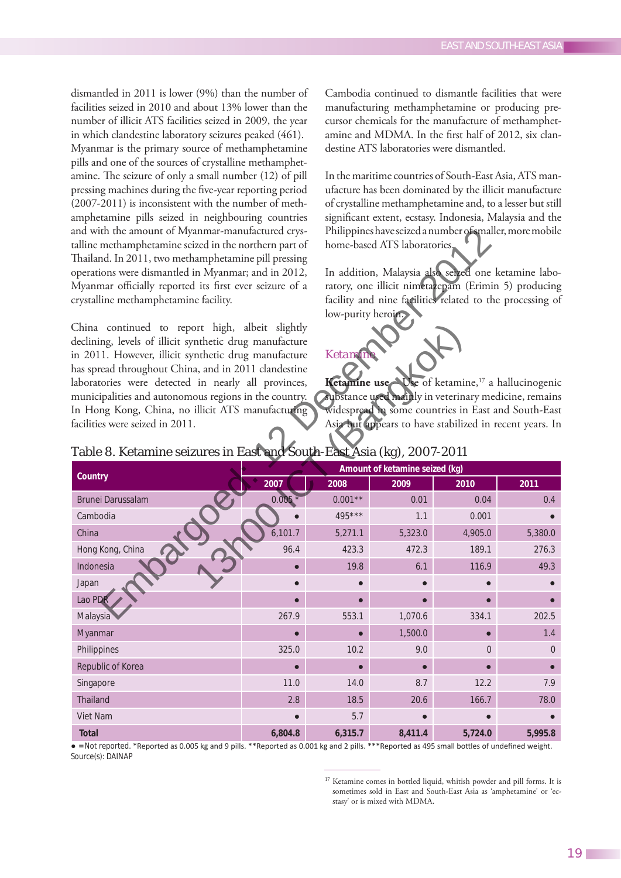dismantled in 2011 is lower (9%) than the number of facilities seized in 2010 and about 13% lower than the number of illicit ATS facilities seized in 2009, the year in which clandestine laboratory seizures peaked (461). Myanmar is the primary source of methamphetamine pills and one of the sources of crystalline methamphetamine. The seizure of only a small number (12) of pill pressing machines during the five-year reporting period (2007-2011) is inconsistent with the number of methamphetamine pills seized in neighbouring countries and with the amount of Myanmar-manufactured crystalline methamphetamine seized in the northern part of Thailand. In 2011, two methamphetamine pill pressing operations were dismantled in Myanmar; and in 2012, Myanmar officially reported its first ever seizure of a crystalline methamphetamine facility.

China continued to report high, albeit slightly declining, levels of illicit synthetic drug manufacture in 2011. However, illicit synthetic drug manufacture has spread throughout China, and in 2011 clandestine laboratories were detected in nearly all provinces, municipalities and autonomous regions in the country. In Hong Kong, China, no illicit ATS manufacturing facilities were seized in 2011.

Cambodia continued to dismantle facilities that were manufacturing methamphetamine or producing precursor chemicals for the manufacture of methamphetamine and MDMA. In the first half of 2012, six clandestine ATS laboratories were dismantled.

In the maritime countries of South-East Asia, ATS manufacture has been dominated by the illicit manufacture of crystalline methamphetamine and, to a lesser but still significant extent, ecstasy. Indonesia, Malaysia and the Philippines have seized a number of smaller, more mobile home-based ATS laboratories.

In addition, Malaysia also seized one ketamine laboratory, one illicit nimetazepam (Erimin 5) producing facility and nine facilities related to the processing of low-purity heroin.

## Ketamine

**Ketamine use.** Use of ketamine,[17] a hallucinogenic substance used mainly in veterinary medicine, remains widespread in some countries in East and South-East Asia but appears to have stabilized in recent years. In

Table 8. Ketamine seizures in East and South-East Asia (kg), 2007-2011

| Country | Amount of ketamine seized (kg) | | | | |
|---|---|---|---|---|---|
| | 2007 | 2008 | 2009 | 2010 | 2011 |
| Brunei Darussalam | 0.005 * | 0.001** | 0.01 | 0.04 | 0.4 |
| Cambodia | ● | 495*** | 1.1 | 0.001 | ● |
| China | 6,101.7 | 5,271.1 | 5,323.0 | 4,905.0 | 5,380.0 |
| Hong Kong, China | 96.4 | 423.3 | 472.3 | 189.1 | 276.3 |
| Indonesia | ● | 19.8 | 6.1 | 116.9 | 49.3 |
| Japan | ● | ● | ● | ● | ● |
| Lao PDR | ● | ● | ● | ● | ● |
| Malaysia | 267.9 | 553.1 | 1,070.6 | 334.1 | 202.5 |
| Myanmar | ● | ● | 1,500.0 | ● | 1.4 |
| Philippines | 325.0 | 10.2 | 9.0 | 0 | 0 |
| Republic of Korea | ● | ● | ● | ● | ● |
| Singapore | 11.0 | 14.0 | 8.7 | 12.2 | 7.9 |
| Thailand | 2.8 | 18.5 | 20.6 | 166.7 | 78.0 |
| Viet Nam | ● | 5.7 | ● | ● | ● |
| **Total** | **6,804.8** | **6,315.7** | **8,411.4** | **5,724.0** | **5,995.8** |

● =Not reported. *Reported as 0.005 kg and 9 pills. **Reported as 0.001 kg and 2 pills. ***Reported as 495 small bottles of undefined weight.
Source(s): DAINAP

[17] Ketamine comes in bottled liquid, whitish powder and pill forms. It is sometimes sold in East and South-East Asia as 'amphetamine' or 'ecstasy' or is mixed with MDMA.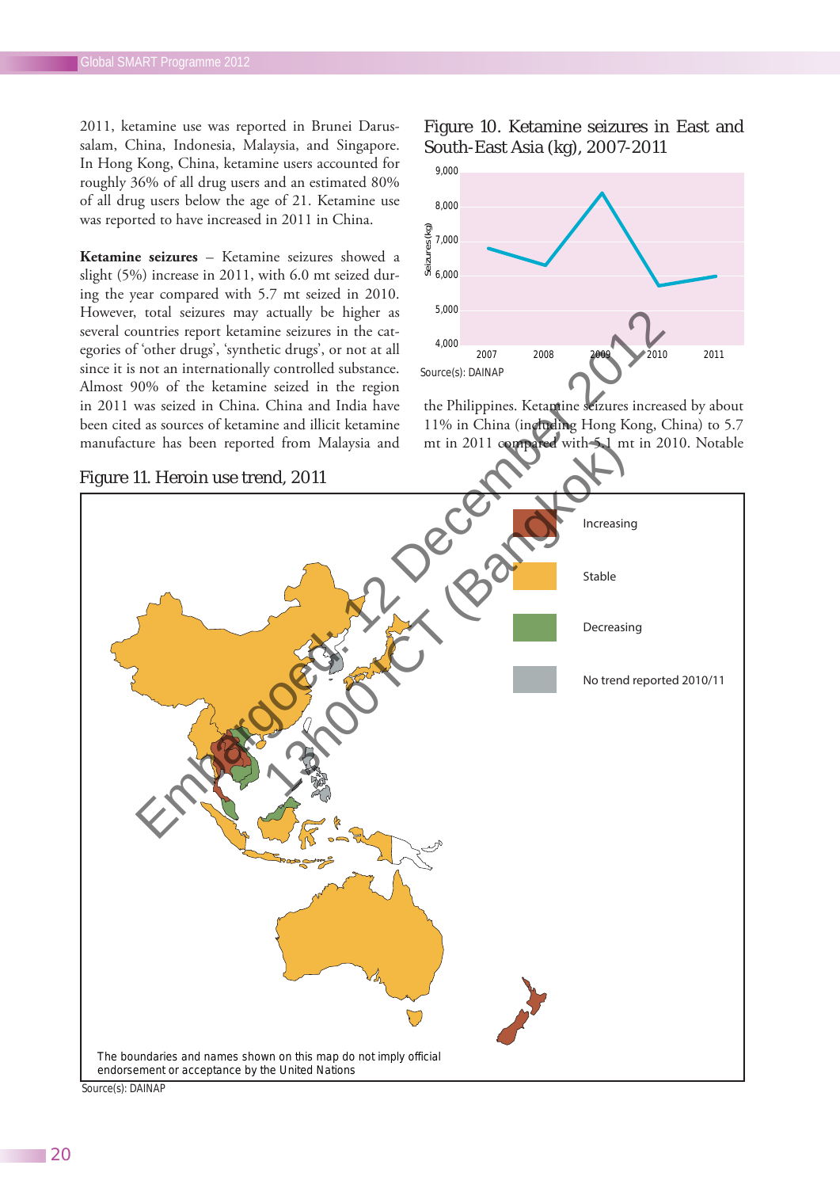2011, ketamine use was reported in Brunei Darussalam, China, Indonesia, Malaysia, and Singapore. In Hong Kong, China, ketamine users accounted for roughly 36% of all drug users and an estimated 80% of all drug users below the age of 21. Ketamine use was reported to have increased in 2011 in China.

**Ketamine seizures** – Ketamine seizures showed a slight (5%) increase in 2011, with 6.0 mt seized during the year compared with 5.7 mt seized in 2010. However, total seizures may actually be higher as several countries report ketamine seizures in the categories of 'other drugs', 'synthetic drugs', or not at all since it is not an internationally controlled substance. Almost 90% of the ketamine seized in the region in 2011 was seized in China. China and India have been cited as sources of ketamine and illicit ketamine manufacture has been reported from Malaysia and the Philippines. Ketamine seizures increased by about 11% in China (including Hong Kong, China) to 5.7 mt in 2011 compared with 5.1 mt in 2010. Notable

Figure 10. Ketamine seizures in East and South-East Asia (kg), 2007-2011

Source(s): DAINAP

Figure 11. Heroin use trend, 2011

Increasing

Stable

Decreasing

No trend reported 2010/11

The boundaries and names shown on this map do not imply official endorsement or acceptance by the United Nations

Source(s): DAINAP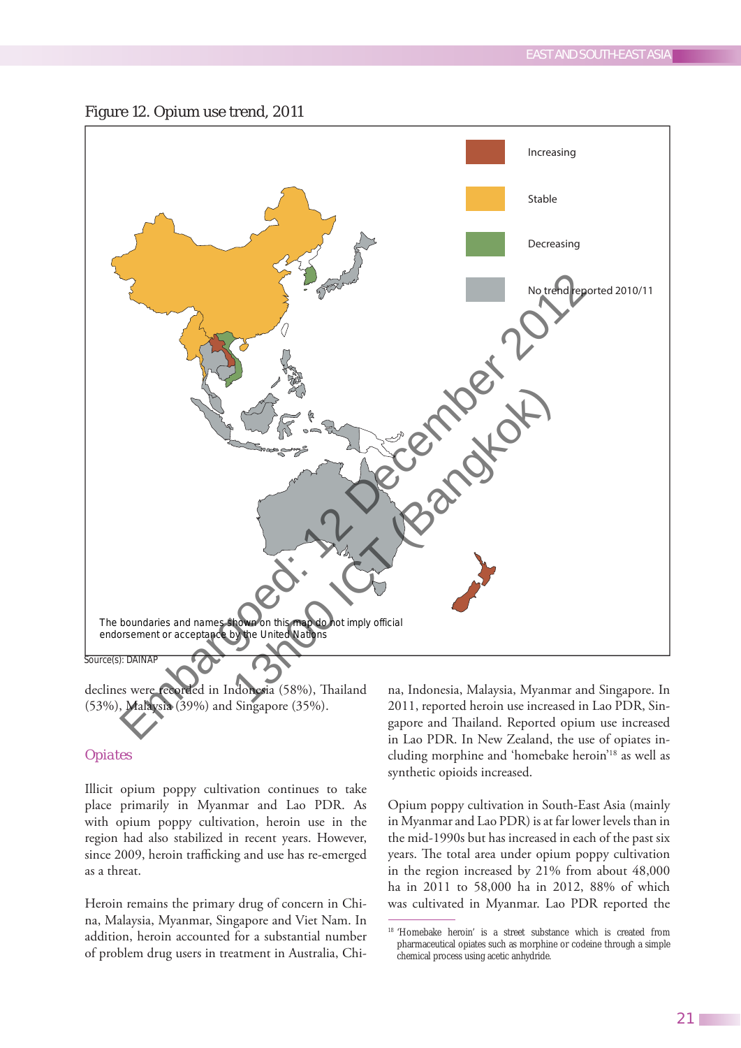Figure 12. Opium use trend, 2011

Increasing

Stable

Decreasing

No trend reported 2010/11

The boundaries and names shown on this map do not imply official endorsement or acceptance by the United Nations

Source(s): DAINAP

declines were recorded in Indonesia (58%), Thailand (53%), Malaysia (39%) and Singapore (35%).

## Opiates

Illicit opium poppy cultivation continues to take place primarily in Myanmar and Lao PDR. As with opium poppy cultivation, heroin use in the region had also stabilized in recent years. However, since 2009, heroin trafficking and use has re-emerged as a threat.

Heroin remains the primary drug of concern in China, Malaysia, Myanmar, Singapore and Viet Nam. In addition, heroin accounted for a substantial number of problem drug users in treatment in Australia, China, Indonesia, Malaysia, Myanmar and Singapore. In 2011, reported heroin use increased in Lao PDR, Singapore and Thailand. Reported opium use increased in Lao PDR. In New Zealand, the use of opiates including morphine and 'homebake heroin'[18] as well as synthetic opioids increased.

Opium poppy cultivation in South-East Asia (mainly in Myanmar and Lao PDR) is at far lower levels than in the mid-1990s but has increased in each of the past six years. The total area under opium poppy cultivation in the region increased by 21% from about 48,000 ha in 2011 to 58,000 ha in 2012, 88% of which was cultivated in Myanmar. Lao PDR reported the

[18] 'Homebake heroin' is a street substance which is created from pharmaceutical opiates such as morphine or codeine through a simple chemical process using acetic anhydride.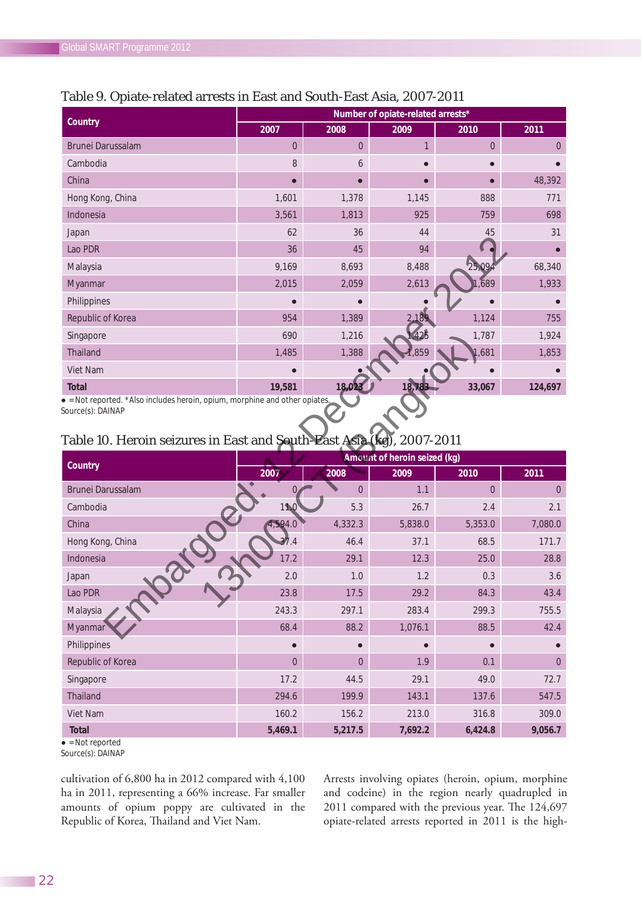Table 9. Opiate-related arrests in East and South-East Asia, 2007-2011

| Country | Number of opiate-related arrests* | | | | |
|---|---|---|---|---|---|
| | 2007 | 2008 | 2009 | 2010 | 2011 |
| Brunei Darussalam | 0 | 0 | 1 | 0 | 0 |
| Cambodia | 8 | 6 | ● | ● | ● |
| China | ● | ● | ● | ● | 48,392 |
| Hong Kong, China | 1,601 | 1,378 | 1,145 | 888 | 771 |
| Indonesia | 3,561 | 1,813 | 925 | 759 | 698 |
| Japan | 62 | 36 | 44 | 45 | 31 |
| Lao PDR | 36 | 45 | 94 | ● | ● |
| Malaysia | 9,169 | 8,693 | 8,488 | 25,094 | 68,340 |
| Myanmar | 2,015 | 2,059 | 2,613 | 1,689 | 1,933 |
| Philippines | ● | ● | ● | ● | ● |
| Republic of Korea | 954 | 1,389 | 2,189 | 1,124 | 755 |
| Singapore | 690 | 1,216 | 1,425 | 1,787 | 1,924 |
| Thailand | 1,485 | 1,388 | 1,859 | 1,681 | 1,853 |
| Viet Nam | ● | ● | ● | ● | ● |
| **Total** | **19,581** | **18,023** | **18,783** | **33,067** | **124,697** |

● = Not reported. *Also includes heroin, opium, morphine and other opiates.
Source(s): DAINAP

Table 10. Heroin seizures in East and South-East Asia (kg), 2007-2011

| Country | Amount of heroin seized (kg) | | | | |
|---|---|---|---|---|---|
| | 2007 | 2008 | 2009 | 2010 | 2011 |
| Brunei Darussalam | 0 | 0 | 1.1 | 0 | 0 |
| Cambodia | 11.0 | 5.3 | 26.7 | 2.4 | 2.1 |
| China | 4,594.0 | 4,332.3 | 5,838.0 | 5,353.0 | 7,080.0 |
| Hong Kong, China | 37.4 | 46.4 | 37.1 | 68.5 | 171.7 |
| Indonesia | 17.2 | 29.1 | 12.3 | 25.0 | 28.8 |
| Japan | 2.0 | 1.0 | 1.2 | 0.3 | 3.6 |
| Lao PDR | 23.8 | 17.5 | 29.2 | 84.3 | 43.4 |
| Malaysia | 243.3 | 297.1 | 283.4 | 299.3 | 755.5 |
| Myanmar | 68.4 | 88.2 | 1,076.1 | 88.5 | 42.4 |
| Philippines | ● | ● | ● | ● | ● |
| Republic of Korea | 0 | 0 | 1.9 | 0.1 | 0 |
| Singapore | 17.2 | 44.5 | 29.1 | 49.0 | 72.7 |
| Thailand | 294.6 | 199.9 | 143.1 | 137.6 | 547.5 |
| Viet Nam | 160.2 | 156.2 | 213.0 | 316.8 | 309.0 |
| **Total** | **5,469.1** | **5,217.5** | **7,692.2** | **6,424.8** | **9,056.7** |

● = Not reported
Source(s): DAINAP

cultivation of 6,800 ha in 2012 compared with 4,100 ha in 2011, representing a 66% increase. Far smaller amounts of opium poppy are cultivated in the Republic of Korea, Thailand and Viet Nam.

Arrests involving opiates (heroin, opium, morphine and codeine) in the region nearly quadrupled in 2011 compared with the previous year. The 124,697 opiate-related arrests reported in 2011 is the high-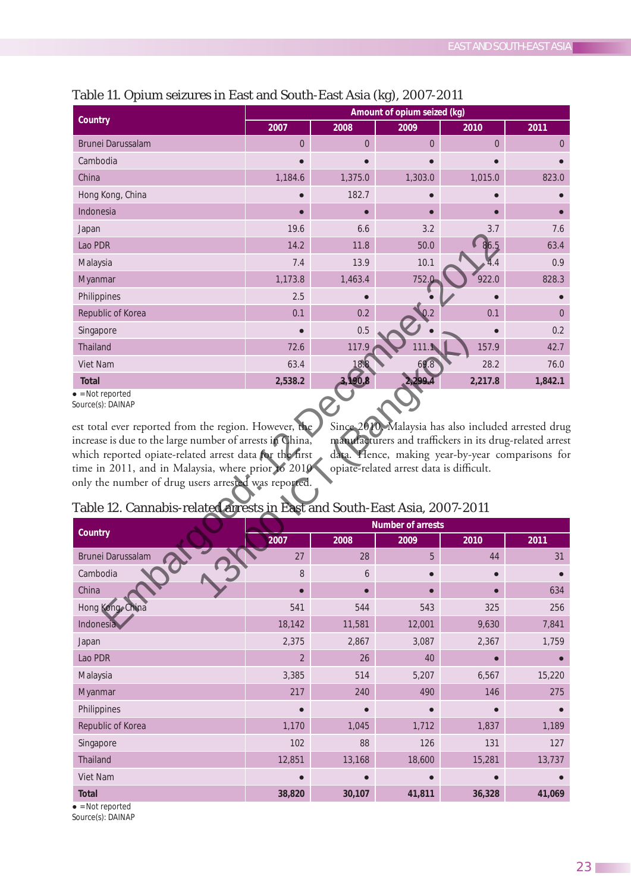Table 11. Opium seizures in East and South-East Asia (kg), 2007-2011

| Country | Amount of opium seized (kg) | | | | |
|---|---|---|---|---|---|
| | 2007 | 2008 | 2009 | 2010 | 2011 |
| Brunei Darussalam | 0 | 0 | 0 | 0 | 0 |
| Cambodia | • | • | • | • | • |
| China | 1,184.6 | 1,375.0 | 1,303.0 | 1,015.0 | 823.0 |
| Hong Kong, China | • | 182.7 | • | • | • |
| Indonesia | • | • | • | • | • |
| Japan | 19.6 | 6.6 | 3.2 | 3.7 | 7.6 |
| Lao PDR | 14.2 | 11.8 | 50.0 | 86.5 | 63.4 |
| Malaysia | 7.4 | 13.9 | 10.1 | 4.4 | 0.9 |
| Myanmar | 1,173.8 | 1,463.4 | 752.0 | 922.0 | 828.3 |
| Philippines | 2.5 | • | • | • | • |
| Republic of Korea | 0.1 | 0.2 | 0.2 | 0.1 | 0 |
| Singapore | • | 0.5 | • | • | 0.2 |
| Thailand | 72.6 | 117.9 | 111.1 | 157.9 | 42.7 |
| Viet Nam | 63.4 | 18.8 | 69.8 | 28.2 | 76.0 |
| **Total** | **2,538.2** | **3,190.8** | **2,299.4** | **2,217.8** | **1,842.1** |

• = Not reported
Source(s): DAINAP

est total ever reported from the region. However, the increase is due to the large number of arrests in China, which reported opiate-related arrest data for the first time in 2011, and in Malaysia, where prior to 2010 only the number of drug users arrested was reported. Since 2010, Malaysia has also included arrested drug manufacturers and traffickers in its drug-related arrest data. Hence, making year-by-year comparisons for opiate-related arrest data is difficult.

Table 12. Cannabis-related arrests in East and South-East Asia, 2007-2011

| Country | Number of arrests | | | | |
|---|---|---|---|---|---|
| | 2007 | 2008 | 2009 | 2010 | 2011 |
| Brunei Darussalam | 27 | 28 | 5 | 44 | 31 |
| Cambodia | 8 | 6 | • | • | • |
| China | • | • | • | • | 634 |
| Hong Kong, China | 541 | 544 | 543 | 325 | 256 |
| Indonesia | 18,142 | 11,581 | 12,001 | 9,630 | 7,841 |
| Japan | 2,375 | 2,867 | 3,087 | 2,367 | 1,759 |
| Lao PDR | 2 | 26 | 40 | • | • |
| Malaysia | 3,385 | 514 | 5,207 | 6,567 | 15,220 |
| Myanmar | 217 | 240 | 490 | 146 | 275 |
| Philippines | • | • | • | • | • |
| Republic of Korea | 1,170 | 1,045 | 1,712 | 1,837 | 1,189 |
| Singapore | 102 | 88 | 126 | 131 | 127 |
| Thailand | 12,851 | 13,168 | 18,600 | 15,281 | 13,737 |
| Viet Nam | • | • | • | • | • |
| **Total** | **38,820** | **30,107** | **41,811** | **36,328** | **41,069** |

• = Not reported
Source(s): DAINAP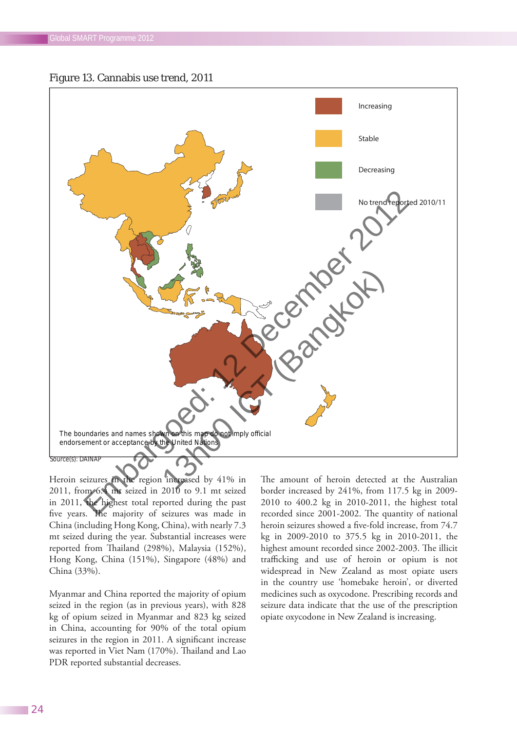Figure 13. Cannabis use trend, 2011

Increasing

Stable

Decreasing

No trend reported 2010/11

The boundaries and names shown on this map do not imply official endorsement or acceptance by the United Nations

Source(s): DAINAP

Heroin seizures in the region increased by 41% in 2011, from 6.4 mt seized in 2010 to 9.1 mt seized in 2011, the highest total reported during the past five years. The majority of seizures was made in China (including Hong Kong, China), with nearly 7.3 mt seized during the year. Substantial increases were reported from Thailand (298%), Malaysia (152%), Hong Kong, China (151%), Singapore (48%) and China (33%).

Myanmar and China reported the majority of opium seized in the region (as in previous years), with 828 kg of opium seized in Myanmar and 823 kg seized in China, accounting for 90% of the total opium seizures in the region in 2011. A significant increase was reported in Viet Nam (170%). Thailand and Lao PDR reported substantial decreases.

The amount of heroin detected at the Australian border increased by 241%, from 117.5 kg in 2009-2010 to 400.2 kg in 2010-2011, the highest total recorded since 2001-2002. The quantity of national heroin seizures showed a five-fold increase, from 74.7 kg in 2009-2010 to 375.5 kg in 2010-2011, the highest amount recorded since 2002-2003. The illicit trafficking and use of heroin or opium is not widespread in New Zealand as most opiate users in the country use 'homebake heroin', or diverted medicines such as oxycodone. Prescribing records and seizure data indicate that the use of the prescription opiate oxycodone in New Zealand is increasing.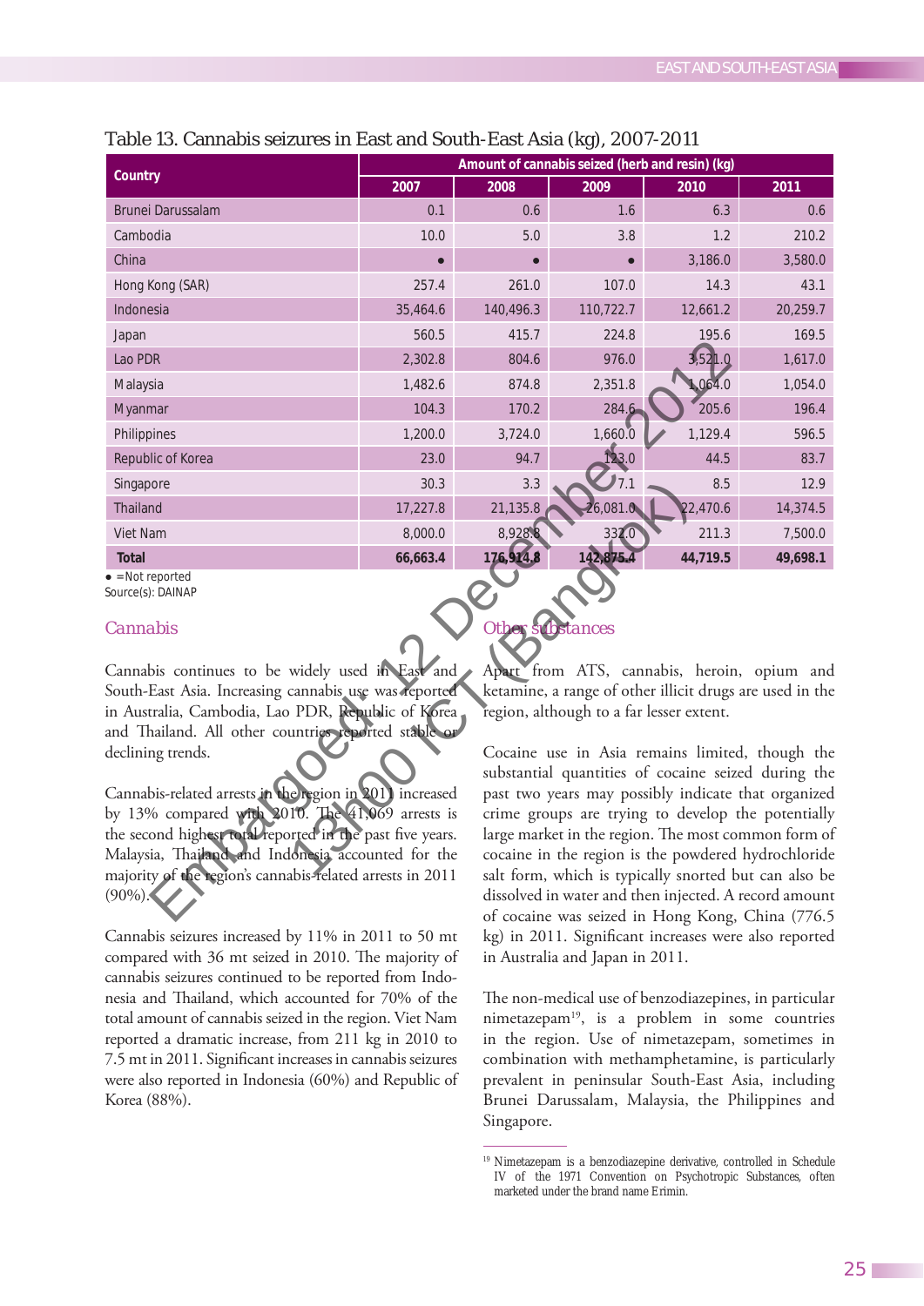Table 13. Cannabis seizures in East and South-East Asia (kg), 2007-2011

| Country | Amount of cannabis seized (herb and resin) (kg) | | | | |
|---|---|---|---|---|---|
| | 2007 | 2008 | 2009 | 2010 | 2011 |
| Brunei Darussalam | 0.1 | 0.6 | 1.6 | 6.3 | 0.6 |
| Cambodia | 10.0 | 5.0 | 3.8 | 1.2 | 210.2 |
| China | ● | ● | ● | 3,186.0 | 3,580.0 |
| Hong Kong (SAR) | 257.4 | 261.0 | 107.0 | 14.3 | 43.1 |
| Indonesia | 35,464.6 | 140,496.3 | 110,722.7 | 12,661.2 | 20,259.7 |
| Japan | 560.5 | 415.7 | 224.8 | 195.6 | 169.5 |
| Lao PDR | 2,302.8 | 804.6 | 976.0 | 3,521.0 | 1,617.0 |
| Malaysia | 1,482.6 | 874.8 | 2,351.8 | 1,064.0 | 1,054.0 |
| Myanmar | 104.3 | 170.2 | 284.6 | 205.6 | 196.4 |
| Philippines | 1,200.0 | 3,724.0 | 1,660.0 | 1,129.4 | 596.5 |
| Republic of Korea | 23.0 | 94.7 | 123.0 | 44.5 | 83.7 |
| Singapore | 30.3 | 3.3 | 7.1 | 8.5 | 12.9 |
| Thailand | 17,227.8 | 21,135.8 | 26,081.0 | 22,470.6 | 14,374.5 |
| Viet Nam | 8,000.0 | 8,928.8 | 332.0 | 211.3 | 7,500.0 |
| **Total** | **66,663.4** | **176,914.8** | **142,875.4** | **44,719.5** | **49,698.1** |

● =Not reported
Source(s): DAINAP

## Cannabis

Cannabis continues to be widely used in East and South-East Asia. Increasing cannabis use was reported in Australia, Cambodia, Lao PDR, Republic of Korea and Thailand. All other countries reported stable or declining trends.

Cannabis-related arrests in the region in 2011 increased by 13% compared with 2010. The 41,069 arrests is the second highest total reported in the past five years. Malaysia, Thailand and Indonesia accounted for the majority of the region's cannabis-related arrests in 2011 (90%).

Cannabis seizures increased by 11% in 2011 to 50 mt compared with 36 mt seized in 2010. The majority of cannabis seizures continued to be reported from Indonesia and Thailand, which accounted for 70% of the total amount of cannabis seized in the region. Viet Nam reported a dramatic increase, from 211 kg in 2010 to 7.5 mt in 2011. Significant increases in cannabis seizures were also reported in Indonesia (60%) and Republic of Korea (88%).

## Other substances

Apart from ATS, cannabis, heroin, opium and ketamine, a range of other illicit drugs are used in the region, although to a far lesser extent.

Cocaine use in Asia remains limited, though the substantial quantities of cocaine seized during the past two years may possibly indicate that organized crime groups are trying to develop the potentially large market in the region. The most common form of cocaine in the region is the powdered hydrochloride salt form, which is typically snorted but can also be dissolved in water and then injected. A record amount of cocaine was seized in Hong Kong, China (776.5 kg) in 2011. Significant increases were also reported in Australia and Japan in 2011.

The non-medical use of benzodiazepines, in particular nimetazepam[19], is a problem in some countries in the region. Use of nimetazepam, sometimes in combination with methamphetamine, is particularly prevalent in peninsular South-East Asia, including Brunei Darussalam, Malaysia, the Philippines and Singapore.

[19] Nimetazepam is a benzodiazepine derivative, controlled in Schedule IV of the 1971 Convention on Psychotropic Substances, often marketed under the brand name Erimin.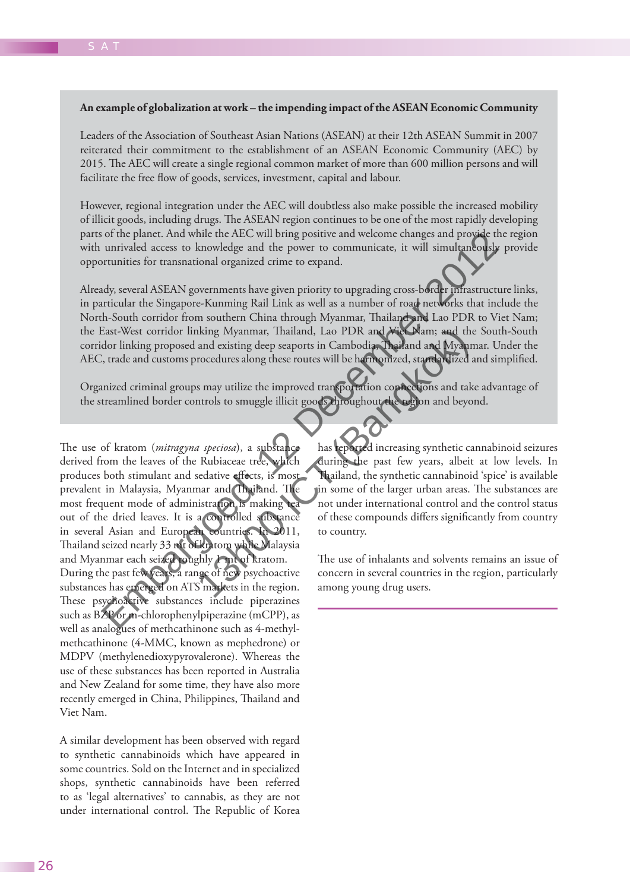**An example of globalization at work – the impending impact of the ASEAN Economic Community**

Leaders of the Association of Southeast Asian Nations (ASEAN) at their 12th ASEAN Summit in 2007 reiterated their commitment to the establishment of an ASEAN Economic Community (AEC) by 2015. The AEC will create a single regional common market of more than 600 million persons and will facilitate the free flow of goods, services, investment, capital and labour.

However, regional integration under the AEC will doubtless also make possible the increased mobility of illicit goods, including drugs. The ASEAN region continues to be one of the most rapidly developing parts of the planet. And while the AEC will bring positive and welcome changes and provide the region with unrivaled access to knowledge and the power to communicate, it will simultaneously provide opportunities for transnational organized crime to expand.

Already, several ASEAN governments have given priority to upgrading cross-border infrastructure links, in particular the Singapore-Kunming Rail Link as well as a number of road networks that include the North-South corridor from southern China through Myanmar, Thailand and Lao PDR to Viet Nam; the East-West corridor linking Myanmar, Thailand, Lao PDR and Viet Nam; and the South-South corridor linking proposed and existing deep seaports in Cambodia, Thailand and Myanmar. Under the AEC, trade and customs procedures along these routes will be harmonized, standardized and simplified.

Organized criminal groups may utilize the improved transportation connections and take advantage of the streamlined border controls to smuggle illicit goods throughout the region and beyond.

The use of kratom (*mitragyna speciosa*), a substance derived from the leaves of the Rubiaceae tree, which produces both stimulant and sedative effects, is most prevalent in Malaysia, Myanmar and Thailand. The most frequent mode of administration is making tea out of the dried leaves. It is a controlled substance in several Asian and European countries. In 2011, Thailand seized nearly 33 mt of kratom while Malaysia and Myanmar each seized roughly 1 mt of kratom.

During the past few years, a range of new psychoactive substances has emerged on ATS markets in the region. These psychoactive substances include piperazines such as BZP or m-chlorophenylpiperazine (mCPP), as well as analogues of methcathinone such as 4-methylmethcathinone (4-MMC, known as mephedrone) or MDPV (methylenedioxypyrovalerone). Whereas the use of these substances has been reported in Australia and New Zealand for some time, they have also more recently emerged in China, Philippines, Thailand and Viet Nam.

A similar development has been observed with regard to synthetic cannabinoids which have appeared in some countries. Sold on the Internet and in specialized shops, synthetic cannabinoids have been referred to as 'legal alternatives' to cannabis, as they are not under international control. The Republic of Korea has reported increasing synthetic cannabinoid seizures during the past few years, albeit at low levels. In Thailand, the synthetic cannabinoid 'spice' is available in some of the larger urban areas. The substances are not under international control and the control status of these compounds differs significantly from country to country.

The use of inhalants and solvents remains an issue of concern in several countries in the region, particularly among young drug users.